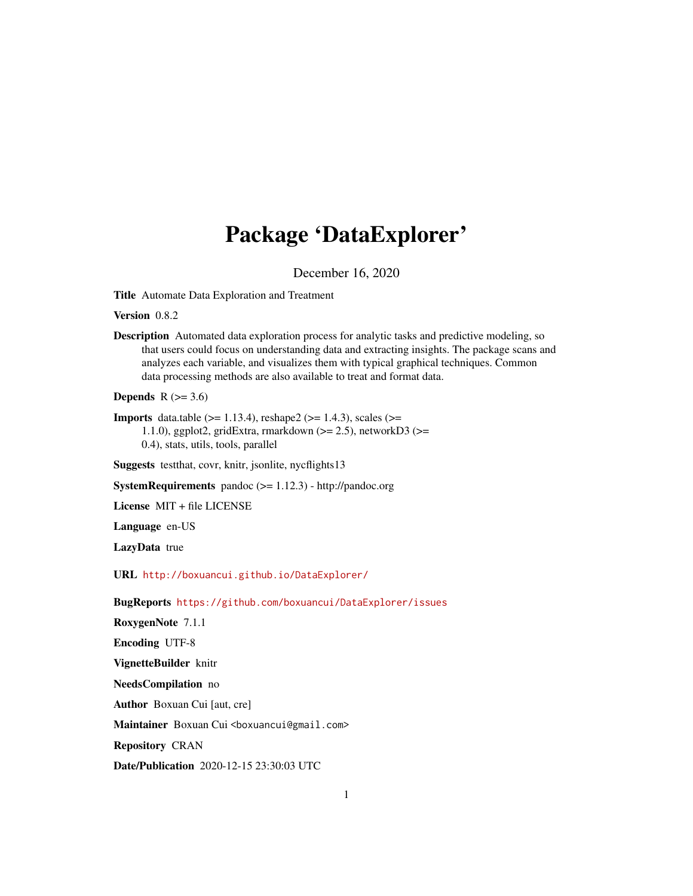# Package 'DataExplorer'

December 16, 2020

**Title** Automate Data Exploration and Treatment

**Version** 0.8.2

**Description** Automated data exploration process for analytic tasks and predictive modeling, so that users could focus on understanding data and extracting insights. The package scans and analyzes each variable, and visualizes them with typical graphical techniques. Common data processing methods are also available to treat and format data.

**Depends** R (>= 3.6)

**Imports** data.table (>= 1.13.4), reshape2 (>= 1.4.3), scales (>= 1.1.0), ggplot2, gridExtra, rmarkdown (>= 2.5), networkD3 (>= 0.4), stats, utils, tools, parallel

**Suggests** testthat, covr, knitr, jsonlite, nycflights13

**SystemRequirements** pandoc (>= 1.12.3) - http://pandoc.org

**License** MIT + file LICENSE

**Language** en-US

**LazyData** true

**URL** http://boxuancui.github.io/DataExplorer/

**BugReports** https://github.com/boxuancui/DataExplorer/issues

**RoxygenNote** 7.1.1

**Encoding** UTF-8

**VignetteBuilder** knitr

**NeedsCompilation** no

**Author** Boxuan Cui [aut, cre]

**Maintainer** Boxuan Cui <boxuancui@gmail.com>

**Repository** CRAN

**Date/Publication** 2020-12-15 23:30:03 UTC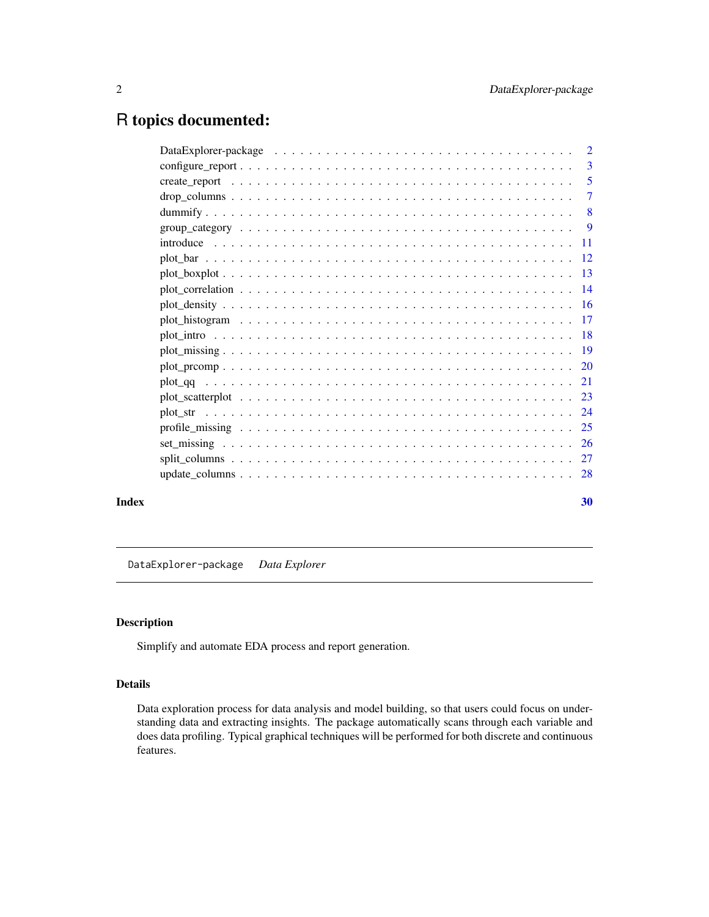# R topics documented:

| | |
|---|---|
| DataExplorer-package | 2 |
| configure_report | 3 |
| create_report | 5 |
| drop_columns | 7 |
| dummify | 8 |
| group_category | 9 |
| introduce | 11 |
| plot_bar | 12 |
| plot_boxplot | 13 |
| plot_correlation | 14 |
| plot_density | 16 |
| plot_histogram | 17 |
| plot_intro | 18 |
| plot_missing | 19 |
| plot_prcomp | 20 |
| plot_qq | 21 |
| plot_scatterplot | 23 |
| plot_str | 24 |
| profile_missing | 25 |
| set_missing | 26 |
| split_columns | 27 |
| update_columns | 28 |

**Index** **30**

---

`DataExplorer-package` *Data Explorer*

---

## Description

Simplify and automate EDA process and report generation.

## Details

Data exploration process for data analysis and model building, so that users could focus on understanding data and extracting insights. The package automatically scans through each variable and does data profiling. Typical graphical techniques will be performed for both discrete and continuous features.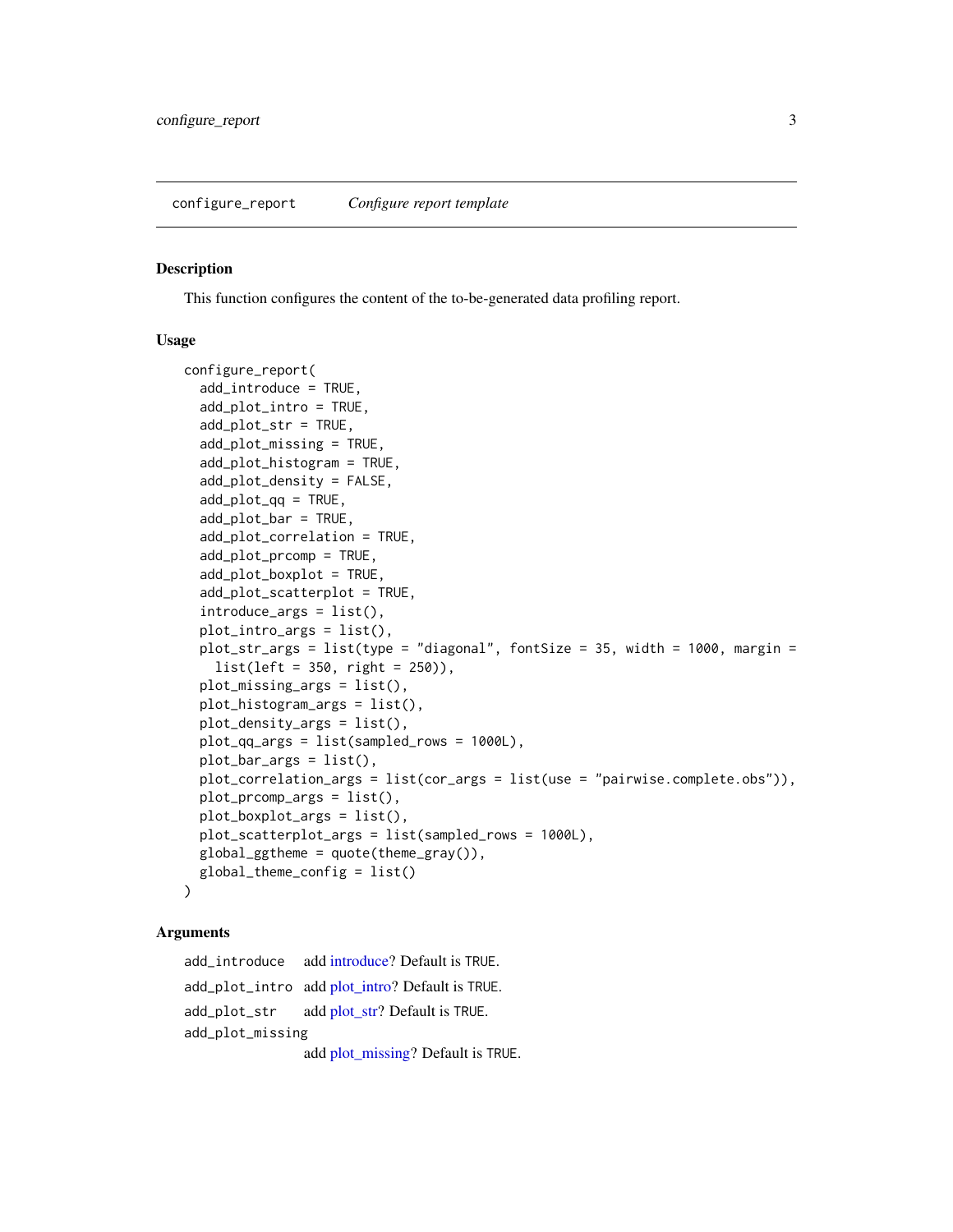## configure_report *Configure report template*

### Description

This function configures the content of the to-be-generated data profiling report.

### Usage

```
configure_report(
  add_introduce = TRUE,
  add_plot_intro = TRUE,
  add_plot_str = TRUE,
  add_plot_missing = TRUE,
  add_plot_histogram = TRUE,
  add_plot_density = FALSE,
  add_plot_qq = TRUE,
  add_plot_bar = TRUE,
  add_plot_correlation = TRUE,
  add_plot_prcomp = TRUE,
  add_plot_boxplot = TRUE,
  add_plot_scatterplot = TRUE,
  introduce_args = list(),
  plot_intro_args = list(),
  plot_str_args = list(type = "diagonal", fontSize = 35, width = 1000, margin =
    list(left = 350, right = 250)),
  plot_missing_args = list(),
  plot_histogram_args = list(),
  plot_density_args = list(),
  plot_qq_args = list(sampled_rows = 1000L),
  plot_bar_args = list(),
  plot_correlation_args = list(cor_args = list(use = "pairwise.complete.obs")),
  plot_prcomp_args = list(),
  plot_boxplot_args = list(),
  plot_scatterplot_args = list(sampled_rows = 1000L),
  global_ggtheme = quote(theme_gray()),
  global_theme_config = list()
)
```

### Arguments

| | |
|---|---|
| add_introduce | add introduce? Default is TRUE. |
| add_plot_intro | add plot_intro? Default is TRUE. |
| add_plot_str | add plot_str? Default is TRUE. |
| add_plot_missing | add plot_missing? Default is TRUE. |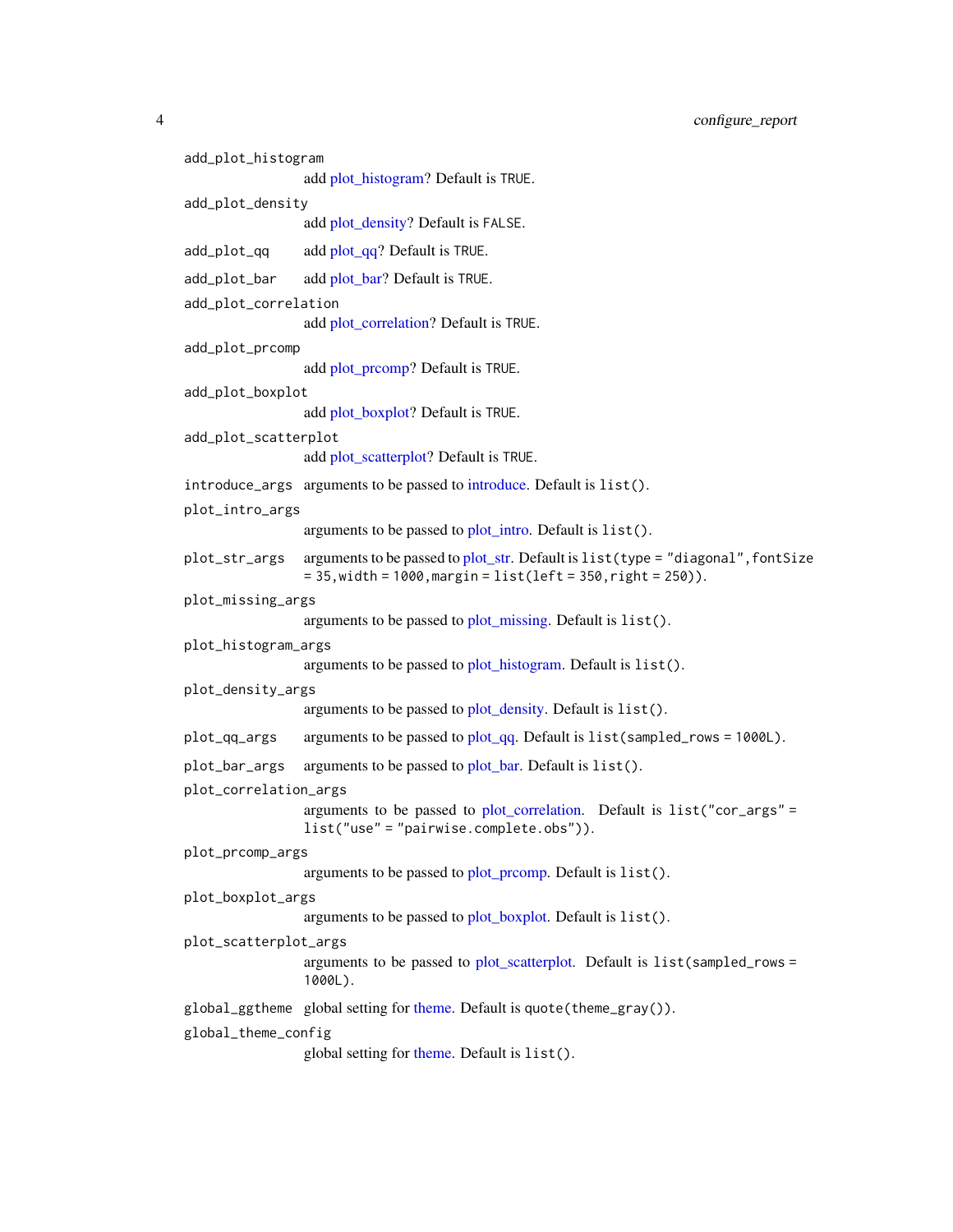`add_plot_histogram`
: add plot_histogram? Default is `TRUE`.

`add_plot_density`
: add plot_density? Default is `FALSE`.

`add_plot_qq`
: add plot_qq? Default is `TRUE`.

`add_plot_bar`
: add plot_bar? Default is `TRUE`.

`add_plot_correlation`
: add plot_correlation? Default is `TRUE`.

`add_plot_prcomp`
: add plot_prcomp? Default is `TRUE`.

`add_plot_boxplot`
: add plot_boxplot? Default is `TRUE`.

`add_plot_scatterplot`
: add plot_scatterplot? Default is `TRUE`.

`introduce_args`
: arguments to be passed to introduce. Default is `list()`.

`plot_intro_args`
: arguments to be passed to plot_intro. Default is `list()`.

`plot_str_args`
: arguments to be passed to plot_str. Default is `list(type = "diagonal",fontSize = 35,width = 1000,margin = list(left = 350,right = 250))`.

`plot_missing_args`
: arguments to be passed to plot_missing. Default is `list()`.

`plot_histogram_args`
: arguments to be passed to plot_histogram. Default is `list()`.

`plot_density_args`
: arguments to be passed to plot_density. Default is `list()`.

`plot_qq_args`
: arguments to be passed to plot_qq. Default is `list(sampled_rows = 1000L)`.

`plot_bar_args`
: arguments to be passed to plot_bar. Default is `list()`.

`plot_correlation_args`
: arguments to be passed to plot_correlation. Default is `list("cor_args" = list("use" = "pairwise.complete.obs"))`.

`plot_prcomp_args`
: arguments to be passed to plot_prcomp. Default is `list()`.

`plot_boxplot_args`
: arguments to be passed to plot_boxplot. Default is `list()`.

`plot_scatterplot_args`
: arguments to be passed to plot_scatterplot. Default is `list(sampled_rows = 1000L)`.

`global_ggtheme`
: global setting for theme. Default is `quote(theme_gray())`.

`global_theme_config`
: global setting for theme. Default is `list()`.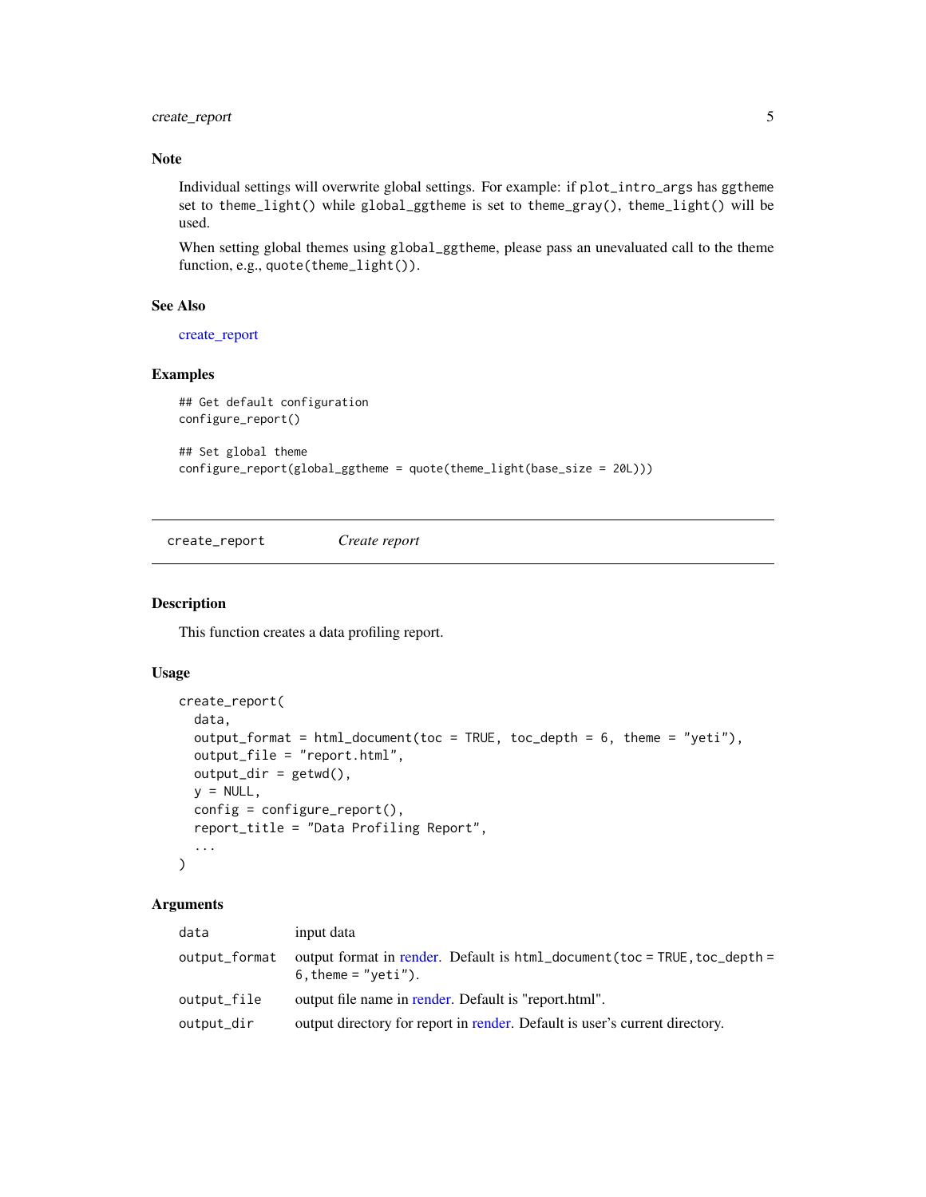### Note

Individual settings will overwrite global settings. For example: if `plot_intro_args` has `ggtheme` set to `theme_light()` while `global_ggtheme` is set to `theme_gray()`, `theme_light()` will be used.

When setting global themes using `global_ggtheme`, please pass an unevaluated call to the theme function, e.g., `quote(theme_light())`.

### See Also

create_report

### Examples

```
## Get default configuration
configure_report()

## Set global theme
configure_report(global_ggtheme = quote(theme_light(base_size = 20L)))
```

---

## create_report *Create report*

---

### Description

This function creates a data profiling report.

### Usage

```
create_report(
  data,
  output_format = html_document(toc = TRUE, toc_depth = 6, theme = "yeti"),
  output_file = "report.html",
  output_dir = getwd(),
  y = NULL,
  config = configure_report(),
  report_title = "Data Profiling Report",
  ...
)
```

### Arguments

| | |
|---|---|
| `data` | input data |
| `output_format` | output format in render. Default is `html_document(toc = TRUE, toc_depth = 6, theme = "yeti")`. |
| `output_file` | output file name in render. Default is "report.html". |
| `output_dir` | output directory for report in render. Default is user's current directory. |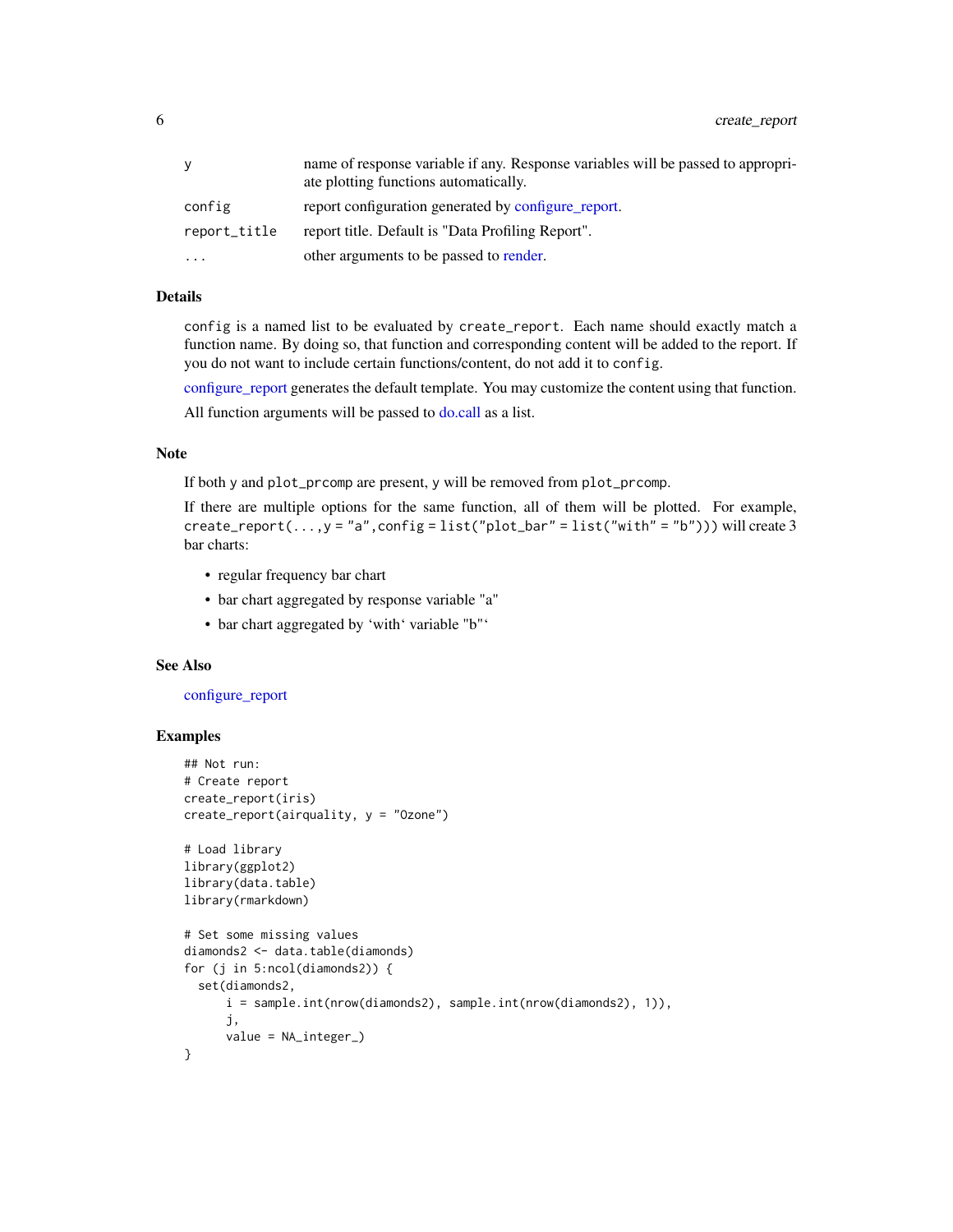| | |
|---|---|
| y | name of response variable if any. Response variables will be passed to appropriate plotting functions automatically. |
| config | report configuration generated by configure_report. |
| report_title | report title. Default is "Data Profiling Report". |
| ... | other arguments to be passed to render. |

### Details

`config` is a named list to be evaluated by `create_report`. Each name should exactly match a function name. By doing so, that function and corresponding content will be added to the report. If you do not want to include certain functions/content, do not add it to `config`.

configure_report generates the default template. You may customize the content using that function.

All function arguments will be passed to do.call as a list.

### Note

If both `y` and `plot_prcomp` are present, `y` will be removed from `plot_prcomp`.

If there are multiple options for the same function, all of them will be plotted. For example, `create_report(...,y = "a",config = list("plot_bar" = list("with" = "b")))` will create 3 bar charts:

- regular frequency bar chart
- bar chart aggregated by response variable "a"
- bar chart aggregated by 'with' variable "b"'

### See Also

configure_report

### Examples

```
## Not run:
# Create report
create_report(iris)
create_report(airquality, y = "Ozone")

# Load library
library(ggplot2)
library(data.table)
library(rmarkdown)

# Set some missing values
diamonds2 <- data.table(diamonds)
for (j in 5:ncol(diamonds2)) {
  set(diamonds2,
      i = sample.int(nrow(diamonds2), sample.int(nrow(diamonds2), 1)),
      j,
      value = NA_integer_)
}
```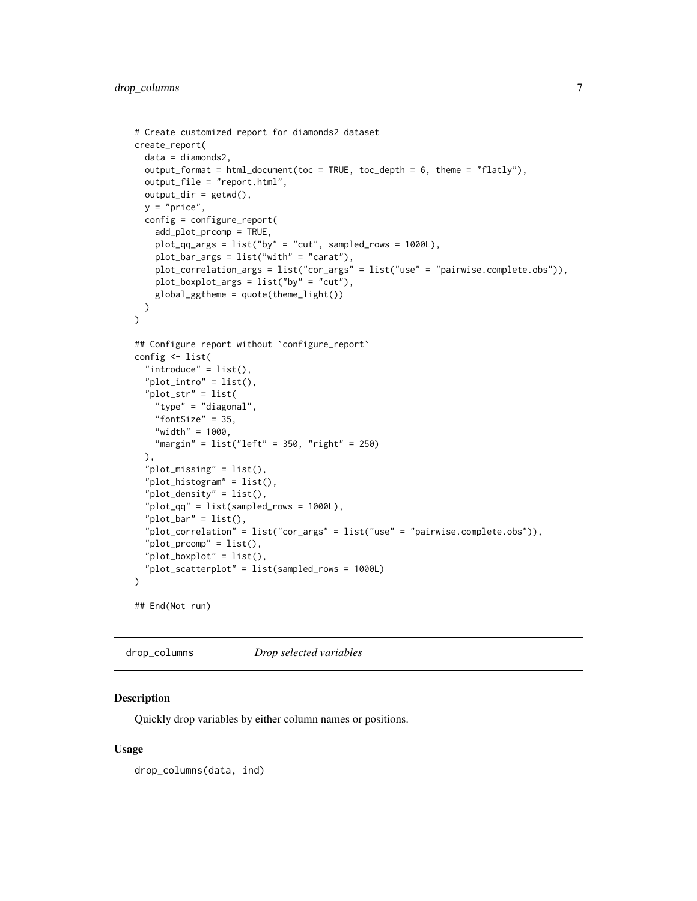```
# Create customized report for diamonds2 dataset
create_report(
  data = diamonds2,
  output_format = html_document(toc = TRUE, toc_depth = 6, theme = "flatly"),
  output_file = "report.html",
  output_dir = getwd(),
  y = "price",
  config = configure_report(
    add_plot_prcomp = TRUE,
    plot_qq_args = list("by" = "cut", sampled_rows = 1000L),
    plot_bar_args = list("with" = "carat"),
    plot_correlation_args = list("cor_args" = list("use" = "pairwise.complete.obs")),
    plot_boxplot_args = list("by" = "cut"),
    global_ggtheme = quote(theme_light())
  )
)

## Configure report without `configure_report`
config <- list(
  "introduce" = list(),
  "plot_intro" = list(),
  "plot_str" = list(
    "type" = "diagonal",
    "fontSize" = 35,
    "width" = 1000,
    "margin" = list("left" = 350, "right" = 250)
  ),
  "plot_missing" = list(),
  "plot_histogram" = list(),
  "plot_density" = list(),
  "plot_qq" = list(sampled_rows = 1000L),
  "plot_bar" = list(),
  "plot_correlation" = list("cor_args" = list("use" = "pairwise.complete.obs")),
  "plot_prcomp" = list(),
  "plot_boxplot" = list(),
  "plot_scatterplot" = list(sampled_rows = 1000L)
)

## End(Not run)
```

## drop_columns — *Drop selected variables*

### Description

Quickly drop variables by either column names or positions.

### Usage

```
drop_columns(data, ind)
```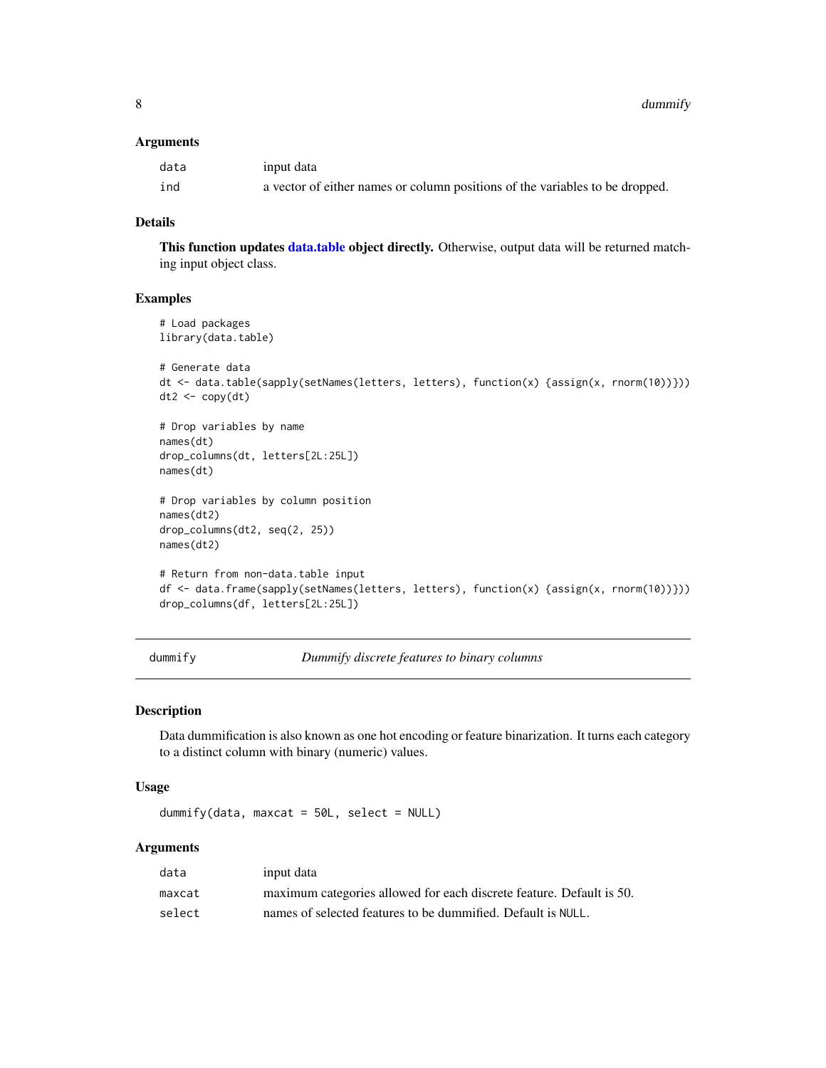### Arguments

| | |
|---|---|
| data | input data |
| ind | a vector of either names or column positions of the variables to be dropped. |

### Details

**This function updates data.table object directly.** Otherwise, output data will be returned matching input object class.

### Examples

```
# Load packages
library(data.table)

# Generate data
dt <- data.table(sapply(setNames(letters, letters), function(x) {assign(x, rnorm(10))}))
dt2 <- copy(dt)

# Drop variables by name
names(dt)
drop_columns(dt, letters[2L:25L])
names(dt)

# Drop variables by column position
names(dt2)
drop_columns(dt2, seq(2, 25))
names(dt2)

# Return from non-data.table input
df <- data.frame(sapply(setNames(letters, letters), function(x) {assign(x, rnorm(10))}))
drop_columns(df, letters[2L:25L])
```

---

## dummify — *Dummify discrete features to binary columns*

### Description

Data dummification is also known as one hot encoding or feature binarization. It turns each category to a distinct column with binary (numeric) values.

### Usage

```
dummify(data, maxcat = 50L, select = NULL)
```

### Arguments

| | |
|---|---|
| data | input data |
| maxcat | maximum categories allowed for each discrete feature. Default is 50. |
| select | names of selected features to be dummified. Default is NULL. |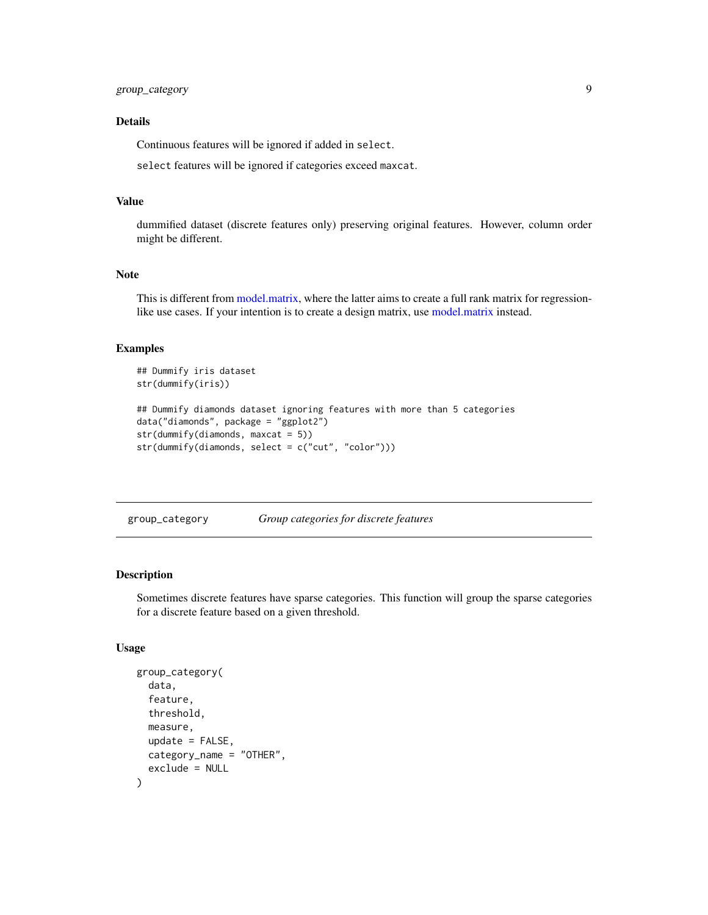### Details

Continuous features will be ignored if added in `select`.

`select` features will be ignored if categories exceed `maxcat`.

### Value

dummified dataset (discrete features only) preserving original features. However, column order might be different.

### Note

This is different from model.matrix, where the latter aims to create a full rank matrix for regression-like use cases. If your intention is to create a design matrix, use model.matrix instead.

### Examples

```
## Dummify iris dataset
str(dummify(iris))

## Dummify diamonds dataset ignoring features with more than 5 categories
data("diamonds", package = "ggplot2")
str(dummify(diamonds, maxcat = 5))
str(dummify(diamonds, select = c("cut", "color")))
```

---

## group_category — *Group categories for discrete features*

---

### Description

Sometimes discrete features have sparse categories. This function will group the sparse categories for a discrete feature based on a given threshold.

### Usage

```
group_category(
  data,
  feature,
  threshold,
  measure,
  update = FALSE,
  category_name = "OTHER",
  exclude = NULL
)
```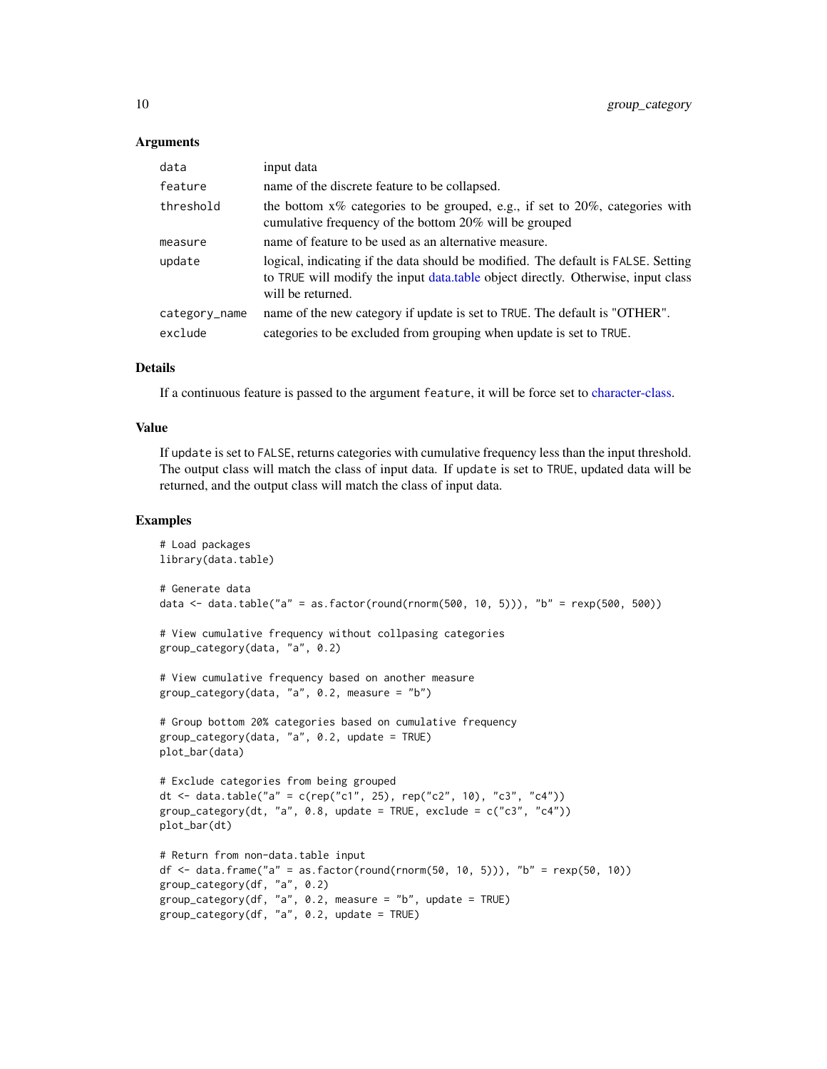### Arguments

| | |
|---|---|
| `data` | input data |
| `feature` | name of the discrete feature to be collapsed. |
| `threshold` | the bottom x% categories to be grouped, e.g., if set to 20%, categories with cumulative frequency of the bottom 20% will be grouped |
| `measure` | name of feature to be used as an alternative measure. |
| `update` | logical, indicating if the data should be modified. The default is `FALSE`. Setting to `TRUE` will modify the input data.table object directly. Otherwise, input class will be returned. |
| `category_name` | name of the new category if update is set to `TRUE`. The default is "OTHER". |
| `exclude` | categories to be excluded from grouping when update is set to `TRUE`. |

### Details

If a continuous feature is passed to the argument `feature`, it will be force set to character-class.

### Value

If `update` is set to `FALSE`, returns categories with cumulative frequency less than the input threshold. The output class will match the class of input data. If `update` is set to `TRUE`, updated data will be returned, and the output class will match the class of input data.

### Examples

```
# Load packages
library(data.table)

# Generate data
data <- data.table("a" = as.factor(round(rnorm(500, 10, 5))), "b" = rexp(500, 500))

# View cumulative frequency without collpasing categories
group_category(data, "a", 0.2)

# View cumulative frequency based on another measure
group_category(data, "a", 0.2, measure = "b")

# Group bottom 20% categories based on cumulative frequency
group_category(data, "a", 0.2, update = TRUE)
plot_bar(data)

# Exclude categories from being grouped
dt <- data.table("a" = c(rep("c1", 25), rep("c2", 10), "c3", "c4"))
group_category(dt, "a", 0.8, update = TRUE, exclude = c("c3", "c4"))
plot_bar(dt)

# Return from non-data.table input
df <- data.frame("a" = as.factor(round(rnorm(50, 10, 5))), "b" = rexp(50, 10))
group_category(df, "a", 0.2)
group_category(df, "a", 0.2, measure = "b", update = TRUE)
group_category(df, "a", 0.2, update = TRUE)
```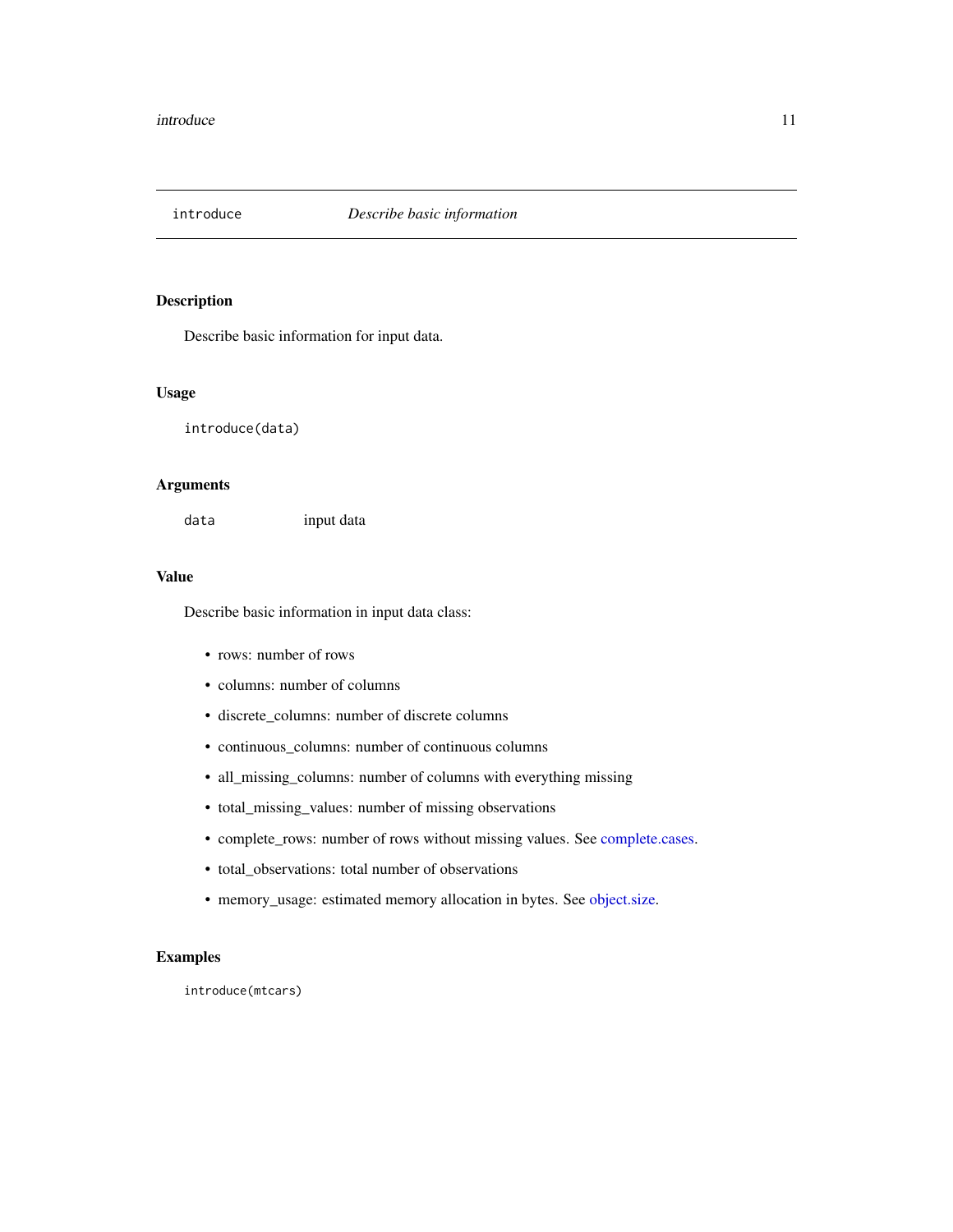## introduce *Describe basic information*

### Description

Describe basic information for input data.

### Usage

```
introduce(data)
```

### Arguments

data input data

### Value

Describe basic information in input data class:

- rows: number of rows
- columns: number of columns
- discrete_columns: number of discrete columns
- continuous_columns: number of continuous columns
- all_missing_columns: number of columns with everything missing
- total_missing_values: number of missing observations
- complete_rows: number of rows without missing values. See complete.cases.
- total_observations: total number of observations
- memory_usage: estimated memory allocation in bytes. See object.size.

### Examples

```
introduce(mtcars)
```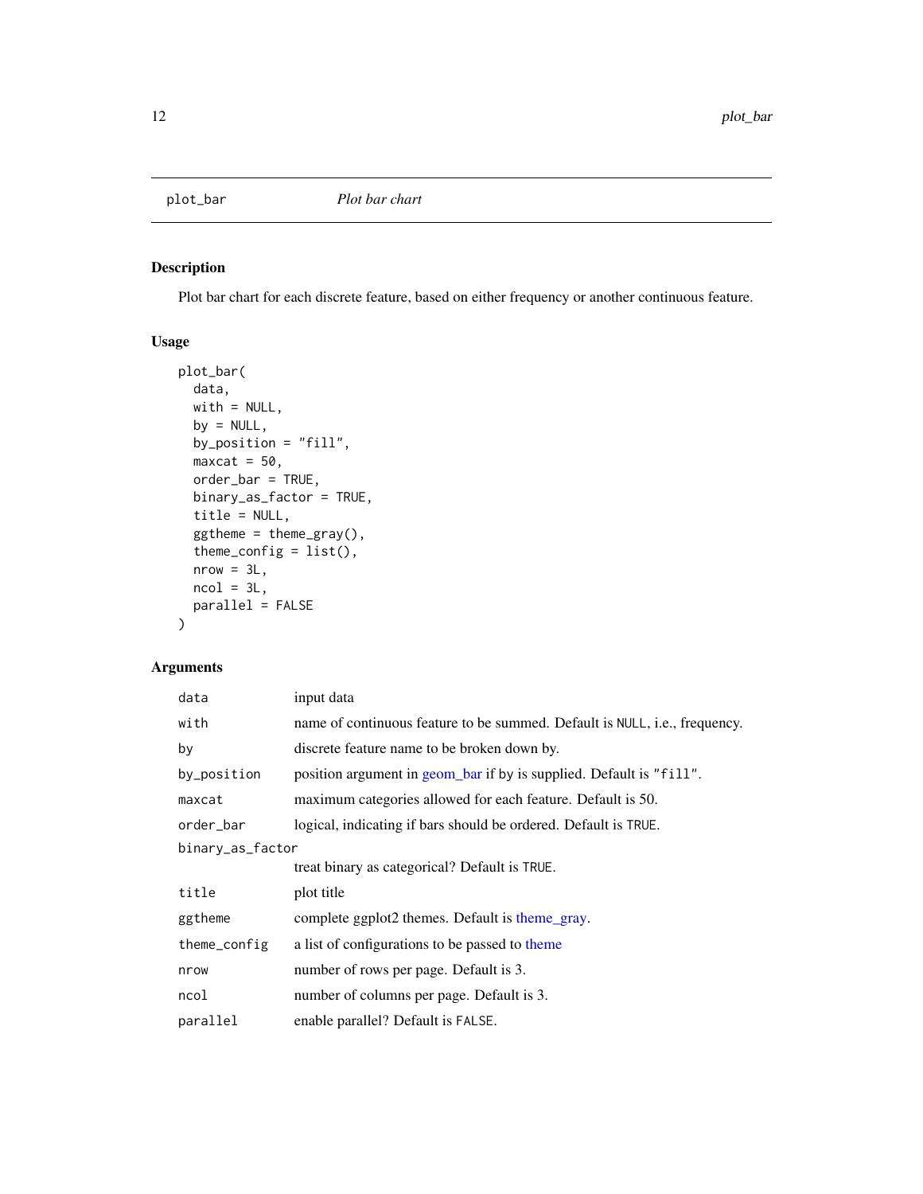# plot_bar *Plot bar chart*

## Description

Plot bar chart for each discrete feature, based on either frequency or another continuous feature.

## Usage

```
plot_bar(
  data,
  with = NULL,
  by = NULL,
  by_position = "fill",
  maxcat = 50,
  order_bar = TRUE,
  binary_as_factor = TRUE,
  title = NULL,
  ggtheme = theme_gray(),
  theme_config = list(),
  nrow = 3L,
  ncol = 3L,
  parallel = FALSE
)
```

## Arguments

| Argument | Description |
|---|---|
| `data` | input data |
| `with` | name of continuous feature to be summed. Default is `NULL`, i.e., frequency. |
| `by` | discrete feature name to be broken down by. |
| `by_position` | position argument in geom_bar if `by` is supplied. Default is `"fill"`. |
| `maxcat` | maximum categories allowed for each feature. Default is 50. |
| `order_bar` | logical, indicating if bars should be ordered. Default is `TRUE`. |
| `binary_as_factor` | treat binary as categorical? Default is `TRUE`. |
| `title` | plot title |
| `ggtheme` | complete ggplot2 themes. Default is theme_gray. |
| `theme_config` | a list of configurations to be passed to theme |
| `nrow` | number of rows per page. Default is 3. |
| `ncol` | number of columns per page. Default is 3. |
| `parallel` | enable parallel? Default is `FALSE`. |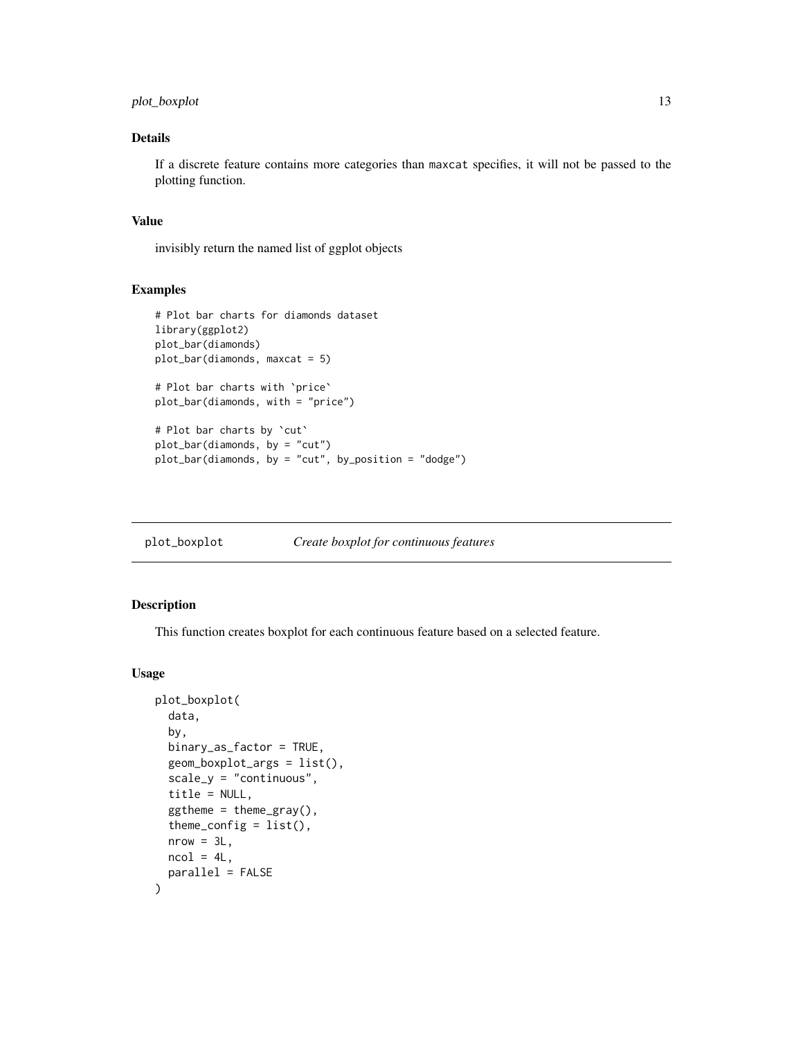### Details

If a discrete feature contains more categories than `maxcat` specifies, it will not be passed to the plotting function.

### Value

invisibly return the named list of ggplot objects

### Examples

```
# Plot bar charts for diamonds dataset
library(ggplot2)
plot_bar(diamonds)
plot_bar(diamonds, maxcat = 5)

# Plot bar charts with `price`
plot_bar(diamonds, with = "price")

# Plot bar charts by `cut`
plot_bar(diamonds, by = "cut")
plot_bar(diamonds, by = "cut", by_position = "dodge")
```

---

## plot_boxplot — *Create boxplot for continuous features*

---

### Description

This function creates boxplot for each continuous feature based on a selected feature.

### Usage

```
plot_boxplot(
  data,
  by,
  binary_as_factor = TRUE,
  geom_boxplot_args = list(),
  scale_y = "continuous",
  title = NULL,
  ggtheme = theme_gray(),
  theme_config = list(),
  nrow = 3L,
  ncol = 4L,
  parallel = FALSE
)
```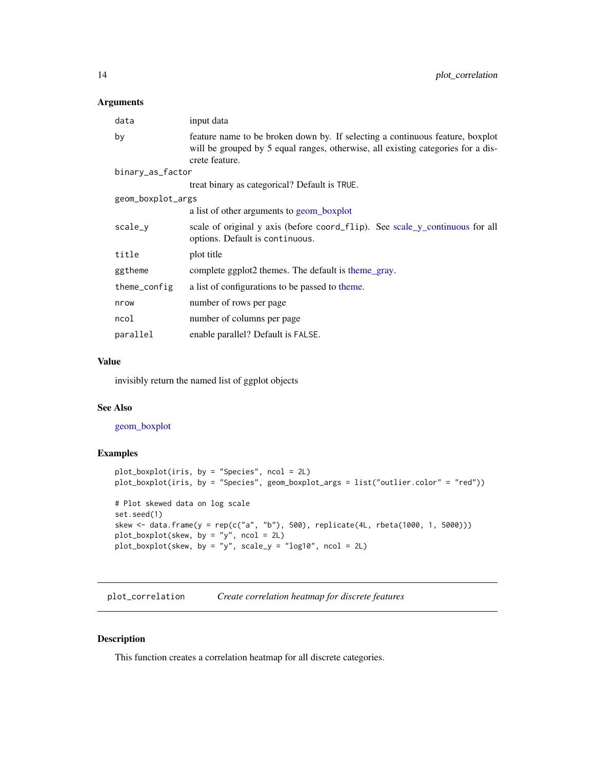### Arguments

| | |
|---|---|
| `data` | input data |
| `by` | feature name to be broken down by. If selecting a continuous feature, boxplot will be grouped by 5 equal ranges, otherwise, all existing categories for a discrete feature. |
| `binary_as_factor` | treat binary as categorical? Default is `TRUE`. |
| `geom_boxplot_args` | a list of other arguments to geom_boxplot |
| `scale_y` | scale of original y axis (before `coord_flip`). See scale_y_continuous for all options. Default is `continuous`. |
| `title` | plot title |
| `ggtheme` | complete ggplot2 themes. The default is theme_gray. |
| `theme_config` | a list of configurations to be passed to theme. |
| `nrow` | number of rows per page |
| `ncol` | number of columns per page |
| `parallel` | enable parallel? Default is `FALSE`. |

### Value

invisibly return the named list of ggplot objects

### See Also

geom_boxplot

### Examples

```
plot_boxplot(iris, by = "Species", ncol = 2L)
plot_boxplot(iris, by = "Species", geom_boxplot_args = list("outlier.color" = "red"))

# Plot skewed data on log scale
set.seed(1)
skew <- data.frame(y = rep(c("a", "b"), 500), replicate(4L, rbeta(1000, 1, 5000)))
plot_boxplot(skew, by = "y", ncol = 2L)
plot_boxplot(skew, by = "y", scale_y = "log10", ncol = 2L)
```

---

## `plot_correlation` *Create correlation heatmap for discrete features*

### Description

This function creates a correlation heatmap for all discrete categories.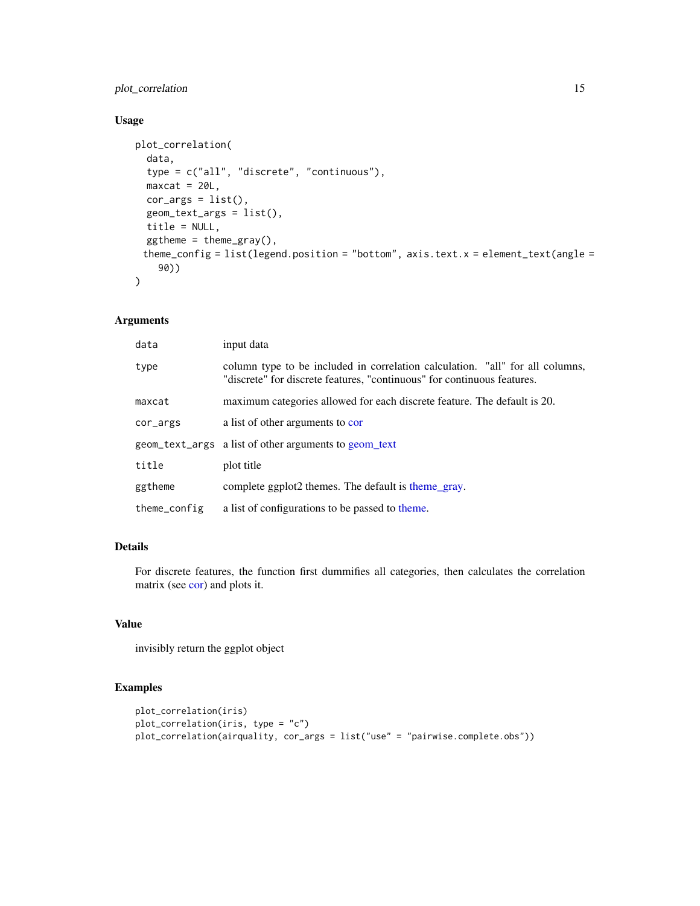### Usage

```
plot_correlation(
  data,
  type = c("all", "discrete", "continuous"),
  maxcat = 20L,
  cor_args = list(),
  geom_text_args = list(),
  title = NULL,
  ggtheme = theme_gray(),
 theme_config = list(legend.position = "bottom", axis.text.x = element_text(angle =
    90))
)
```

### Arguments

| | |
|---|---|
| `data` | input data |
| `type` | column type to be included in correlation calculation. "all" for all columns, "discrete" for discrete features, "continuous" for continuous features. |
| `maxcat` | maximum categories allowed for each discrete feature. The default is 20. |
| `cor_args` | a list of other arguments to cor |
| `geom_text_args` | a list of other arguments to geom_text |
| `title` | plot title |
| `ggtheme` | complete ggplot2 themes. The default is theme_gray. |
| `theme_config` | a list of configurations to be passed to theme. |

### Details

For discrete features, the function first dummifies all categories, then calculates the correlation matrix (see cor) and plots it.

### Value

invisibly return the ggplot object

### Examples

```
plot_correlation(iris)
plot_correlation(iris, type = "c")
plot_correlation(airquality, cor_args = list("use" = "pairwise.complete.obs"))
```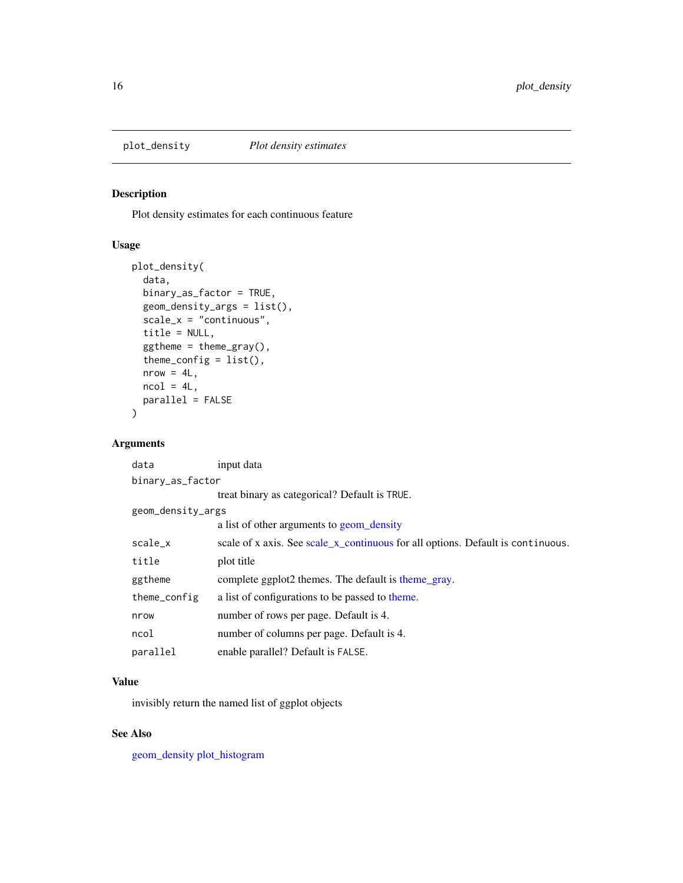`plot_density` *Plot density estimates*

## Description

Plot density estimates for each continuous feature

## Usage

```
plot_density(
  data,
  binary_as_factor = TRUE,
  geom_density_args = list(),
  scale_x = "continuous",
  title = NULL,
  ggtheme = theme_gray(),
  theme_config = list(),
  nrow = 4L,
  ncol = 4L,
  parallel = FALSE
)
```

## Arguments

| | |
|---|---|
| `data` | input data |
| `binary_as_factor` | treat binary as categorical? Default is `TRUE`. |
| `geom_density_args` | a list of other arguments to geom_density |
| `scale_x` | scale of x axis. See scale_x_continuous for all options. Default is `continuous`. |
| `title` | plot title |
| `ggtheme` | complete ggplot2 themes. The default is theme_gray. |
| `theme_config` | a list of configurations to be passed to theme. |
| `nrow` | number of rows per page. Default is 4. |
| `ncol` | number of columns per page. Default is 4. |
| `parallel` | enable parallel? Default is `FALSE`. |

## Value

invisibly return the named list of ggplot objects

## See Also

geom_density plot_histogram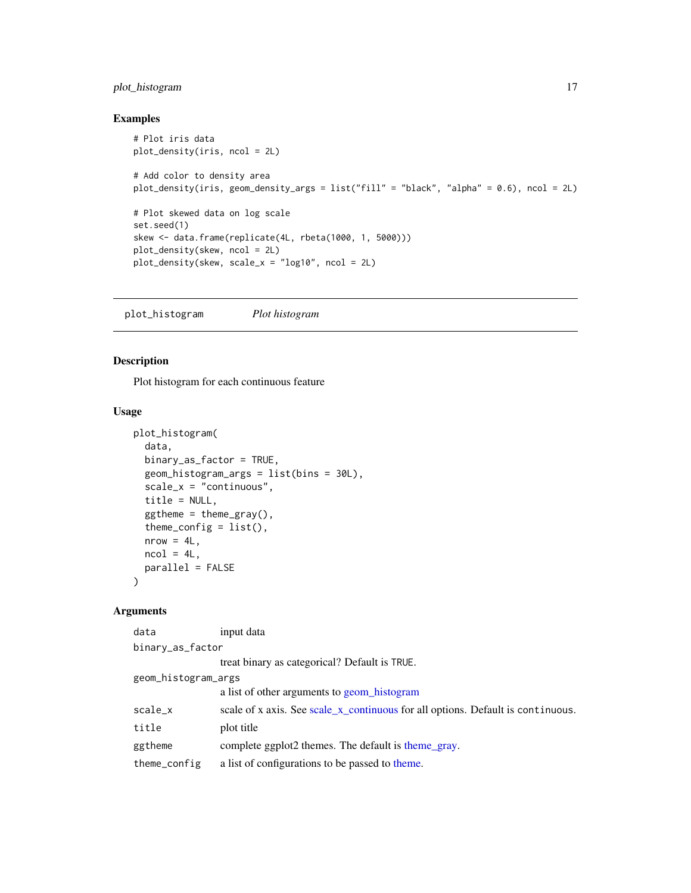## Examples

```
# Plot iris data
plot_density(iris, ncol = 2L)

# Add color to density area
plot_density(iris, geom_density_args = list("fill" = "black", "alpha" = 0.6), ncol = 2L)

# Plot skewed data on log scale
set.seed(1)
skew <- data.frame(replicate(4L, rbeta(1000, 1, 5000)))
plot_density(skew, ncol = 2L)
plot_density(skew, scale_x = "log10", ncol = 2L)
```

---

# plot_histogram *Plot histogram*

---

## Description

Plot histogram for each continuous feature

## Usage

```
plot_histogram(
  data,
  binary_as_factor = TRUE,
  geom_histogram_args = list(bins = 30L),
  scale_x = "continuous",
  title = NULL,
  ggtheme = theme_gray(),
  theme_config = list(),
  nrow = 4L,
  ncol = 4L,
  parallel = FALSE
)
```

## Arguments

| | |
|---|---|
| `data` | input data |
| `binary_as_factor` | treat binary as categorical? Default is `TRUE`. |
| `geom_histogram_args` | a list of other arguments to geom_histogram |
| `scale_x` | scale of x axis. See scale_x_continuous for all options. Default is `continuous`. |
| `title` | plot title |
| `ggtheme` | complete ggplot2 themes. The default is theme_gray. |
| `theme_config` | a list of configurations to be passed to theme. |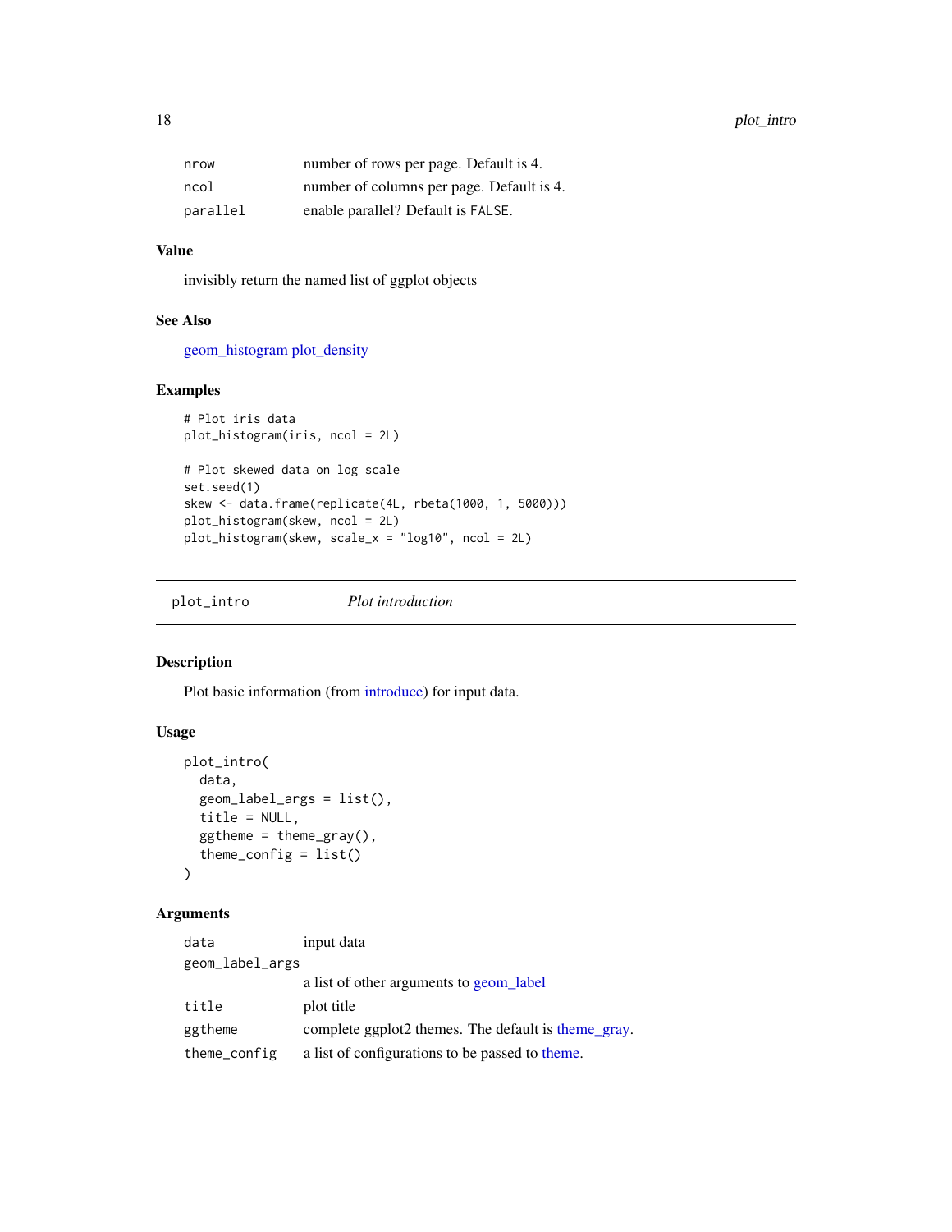| | |
|---|---|
| nrow | number of rows per page. Default is 4. |
| ncol | number of columns per page. Default is 4. |
| parallel | enable parallel? Default is FALSE. |

### Value

invisibly return the named list of ggplot objects

### See Also

geom_histogram plot_density

### Examples

```
# Plot iris data
plot_histogram(iris, ncol = 2L)

# Plot skewed data on log scale
set.seed(1)
skew <- data.frame(replicate(4L, rbeta(1000, 1, 5000)))
plot_histogram(skew, ncol = 2L)
plot_histogram(skew, scale_x = "log10", ncol = 2L)
```

---

## plot_intro *Plot introduction*

---

### Description

Plot basic information (from introduce) for input data.

### Usage

```
plot_intro(
  data,
  geom_label_args = list(),
  title = NULL,
  ggtheme = theme_gray(),
  theme_config = list()
)
```

### Arguments

| | |
|---|---|
| data | input data |
| geom_label_args | a list of other arguments to geom_label |
| title | plot title |
| ggtheme | complete ggplot2 themes. The default is theme_gray. |
| theme_config | a list of configurations to be passed to theme. |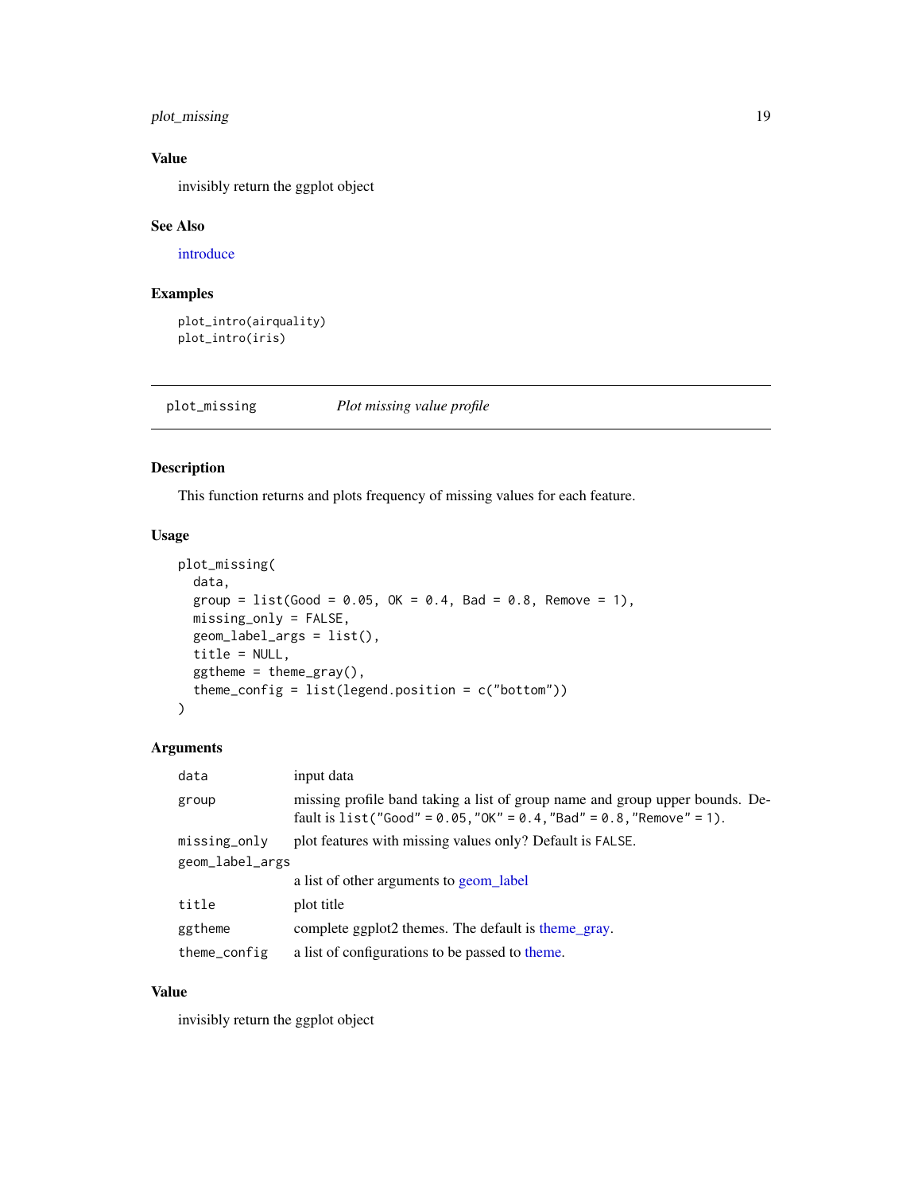## Value

invisibly return the ggplot object

## See Also

introduce

## Examples

```
plot_intro(airquality)
plot_intro(iris)
```

---

# plot_missing — *Plot missing value profile*

## Description

This function returns and plots frequency of missing values for each feature.

## Usage

```
plot_missing(
  data,
  group = list(Good = 0.05, OK = 0.4, Bad = 0.8, Remove = 1),
  missing_only = FALSE,
  geom_label_args = list(),
  title = NULL,
  ggtheme = theme_gray(),
  theme_config = list(legend.position = c("bottom"))
)
```

## Arguments

| | |
|---|---|
| `data` | input data |
| `group` | missing profile band taking a list of group name and group upper bounds. Default is `list("Good" = 0.05,"OK" = 0.4,"Bad" = 0.8,"Remove" = 1)`. |
| `missing_only` | plot features with missing values only? Default is `FALSE`. |
| `geom_label_args` | a list of other arguments to geom_label |
| `title` | plot title |
| `ggtheme` | complete ggplot2 themes. The default is theme_gray. |
| `theme_config` | a list of configurations to be passed to theme. |

## Value

invisibly return the ggplot object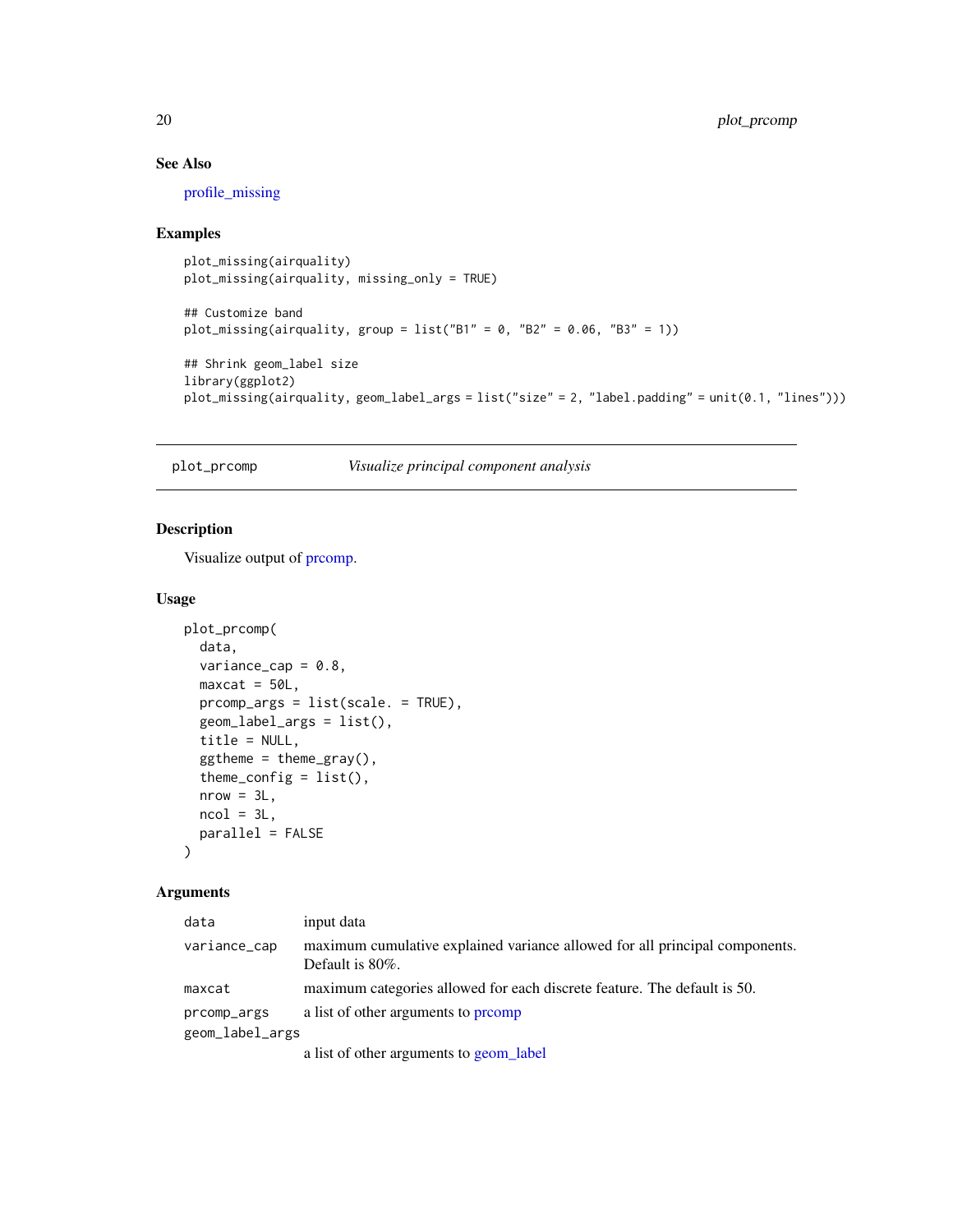## See Also

profile_missing

## Examples

```
plot_missing(airquality)
plot_missing(airquality, missing_only = TRUE)

## Customize band
plot_missing(airquality, group = list("B1" = 0, "B2" = 0.06, "B3" = 1))

## Shrink geom_label size
library(ggplot2)
plot_missing(airquality, geom_label_args = list("size" = 2, "label.padding" = unit(0.1, "lines")))
```

---

# plot_prcomp *Visualize principal component analysis*

---

## Description

Visualize output of prcomp.

## Usage

```
plot_prcomp(
  data,
  variance_cap = 0.8,
  maxcat = 50L,
  prcomp_args = list(scale. = TRUE),
  geom_label_args = list(),
  title = NULL,
  ggtheme = theme_gray(),
  theme_config = list(),
  nrow = 3L,
  ncol = 3L,
  parallel = FALSE
)
```

## Arguments

| | |
|---|---|
| data | input data |
| variance_cap | maximum cumulative explained variance allowed for all principal components. Default is 80%. |
| maxcat | maximum categories allowed for each discrete feature. The default is 50. |
| prcomp_args | a list of other arguments to prcomp |
| geom_label_args | a list of other arguments to geom_label |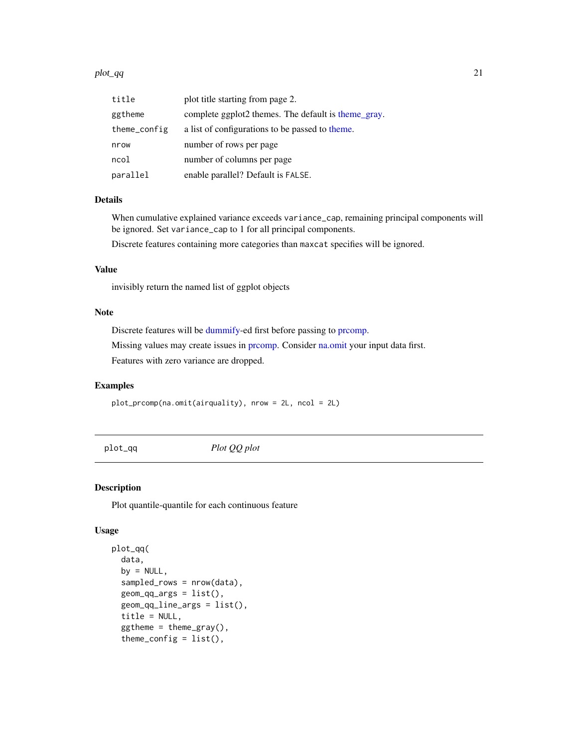| | |
|---|---|
| title | plot title starting from page 2. |
| ggtheme | complete ggplot2 themes. The default is theme_gray. |
| theme_config | a list of configurations to be passed to theme. |
| nrow | number of rows per page |
| ncol | number of columns per page |
| parallel | enable parallel? Default is FALSE. |

### Details

When cumulative explained variance exceeds variance_cap, remaining principal components will be ignored. Set variance_cap to 1 for all principal components.

Discrete features containing more categories than maxcat specifies will be ignored.

### Value

invisibly return the named list of ggplot objects

### Note

Discrete features will be dummify-ed first before passing to prcomp.

Missing values may create issues in prcomp. Consider na.omit your input data first.

Features with zero variance are dropped.

### Examples

```
plot_prcomp(na.omit(airquality), nrow = 2L, ncol = 2L)
```

---

## plot_qq *Plot QQ plot*

### Description

Plot quantile-quantile for each continuous feature

### Usage

```
plot_qq(
  data,
  by = NULL,
  sampled_rows = nrow(data),
  geom_qq_args = list(),
  geom_qq_line_args = list(),
  title = NULL,
  ggtheme = theme_gray(),
  theme_config = list(),
```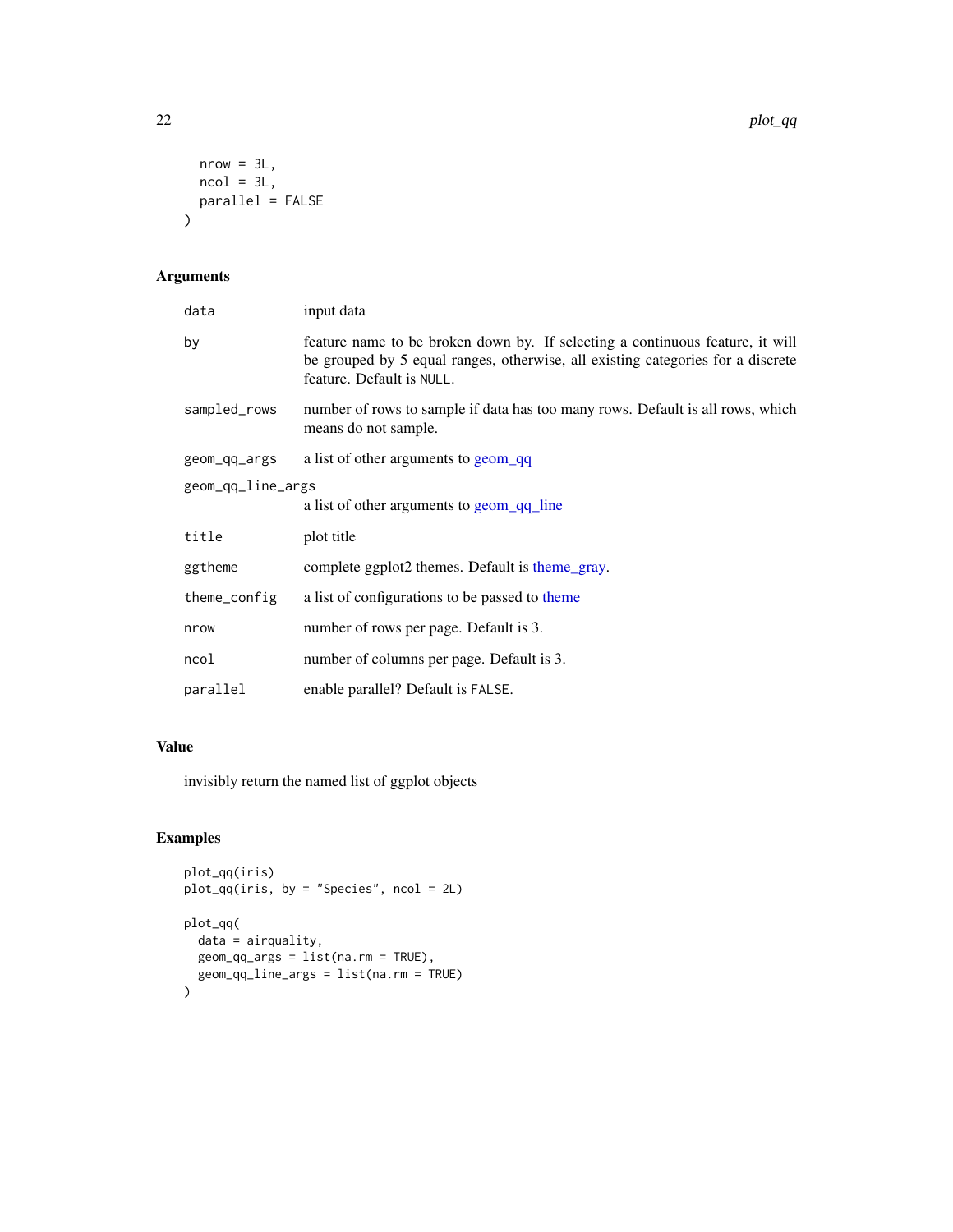```
  nrow = 3L,
  ncol = 3L,
  parallel = FALSE
)
```

## Arguments

| Argument | Description |
|---|---|
| data | input data |
| by | feature name to be broken down by. If selecting a continuous feature, it will be grouped by 5 equal ranges, otherwise, all existing categories for a discrete feature. Default is NULL. |
| sampled_rows | number of rows to sample if data has too many rows. Default is all rows, which means do not sample. |
| geom_qq_args | a list of other arguments to geom_qq |
| geom_qq_line_args | a list of other arguments to geom_qq_line |
| title | plot title |
| ggtheme | complete ggplot2 themes. Default is theme_gray. |
| theme_config | a list of configurations to be passed to theme |
| nrow | number of rows per page. Default is 3. |
| ncol | number of columns per page. Default is 3. |
| parallel | enable parallel? Default is FALSE. |

## Value

invisibly return the named list of ggplot objects

## Examples

```
plot_qq(iris)
plot_qq(iris, by = "Species", ncol = 2L)

plot_qq(
  data = airquality,
  geom_qq_args = list(na.rm = TRUE),
  geom_qq_line_args = list(na.rm = TRUE)
)
```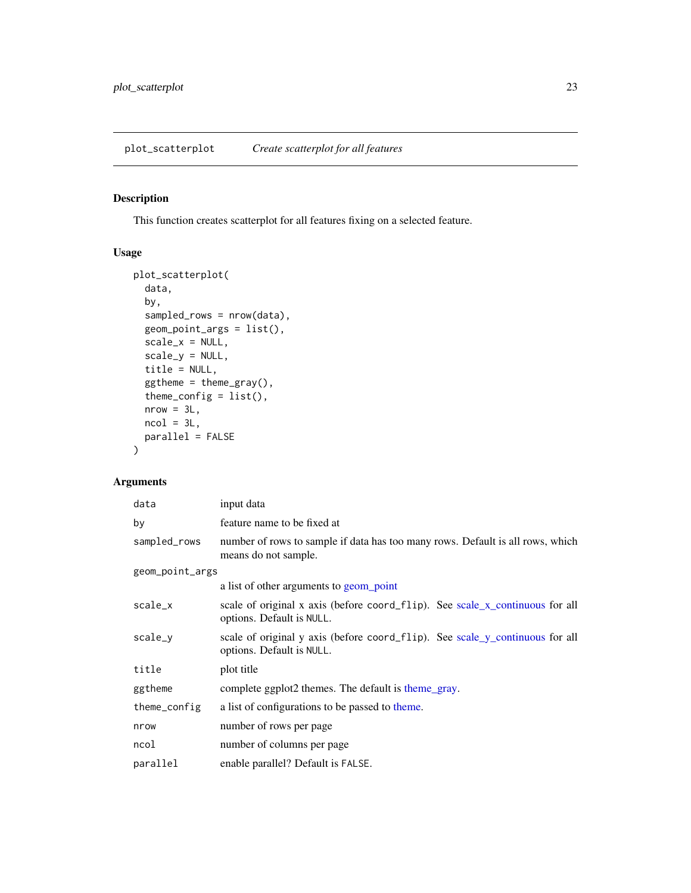## plot_scatterplot — *Create scatterplot for all features*

### Description

This function creates scatterplot for all features fixing on a selected feature.

### Usage

```
plot_scatterplot(
  data,
  by,
  sampled_rows = nrow(data),
  geom_point_args = list(),
  scale_x = NULL,
  scale_y = NULL,
  title = NULL,
  ggtheme = theme_gray(),
  theme_config = list(),
  nrow = 3L,
  ncol = 3L,
  parallel = FALSE
)
```

### Arguments

| Argument | Description |
|---|---|
| `data` | input data |
| `by` | feature name to be fixed at |
| `sampled_rows` | number of rows to sample if data has too many rows. Default is all rows, which means do not sample. |
| `geom_point_args` | a list of other arguments to geom_point |
| `scale_x` | scale of original x axis (before `coord_flip`). See scale_x_continuous for all options. Default is `NULL`. |
| `scale_y` | scale of original y axis (before `coord_flip`). See scale_y_continuous for all options. Default is `NULL`. |
| `title` | plot title |
| `ggtheme` | complete ggplot2 themes. The default is theme_gray. |
| `theme_config` | a list of configurations to be passed to theme. |
| `nrow` | number of rows per page |
| `ncol` | number of columns per page |
| `parallel` | enable parallel? Default is `FALSE`. |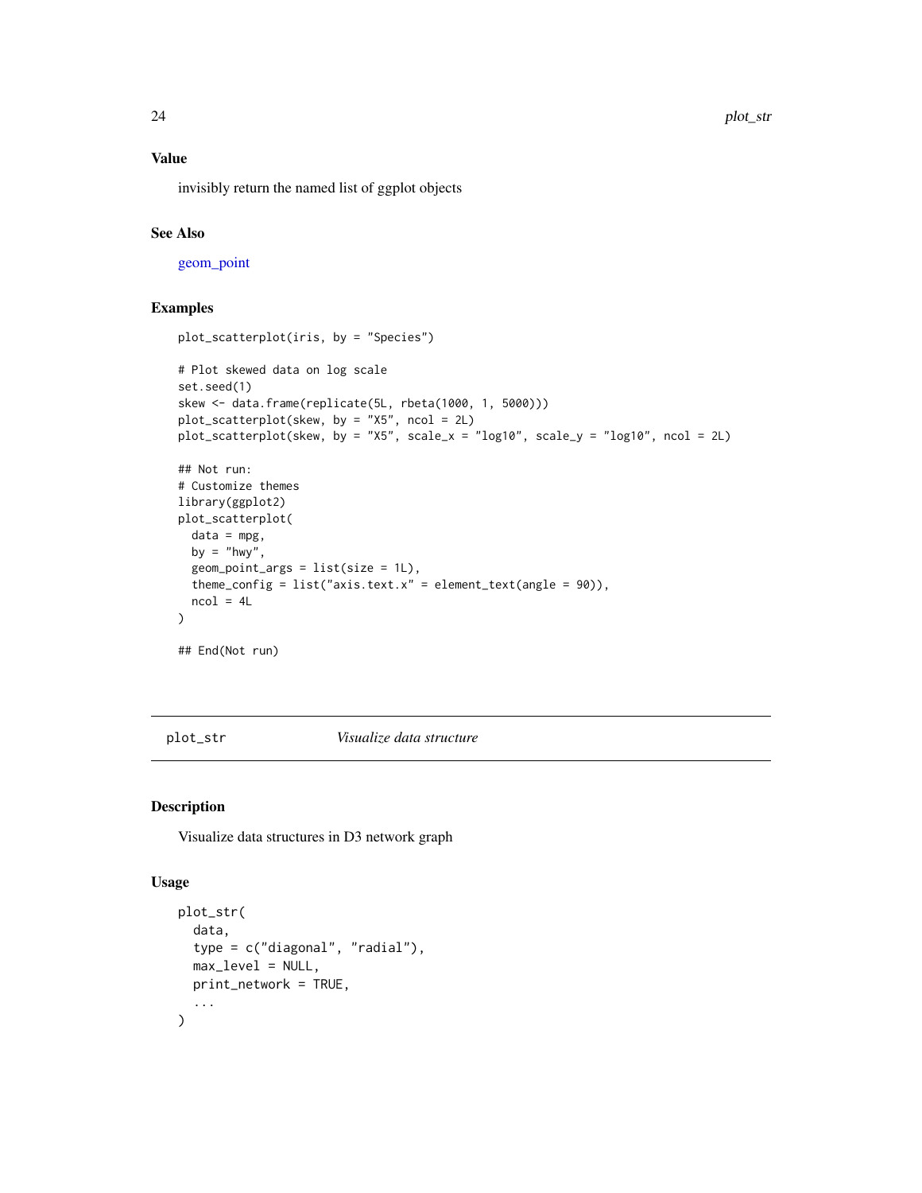### Value

invisibly return the named list of ggplot objects

### See Also

geom_point

### Examples

```
plot_scatterplot(iris, by = "Species")

# Plot skewed data on log scale
set.seed(1)
skew <- data.frame(replicate(5L, rbeta(1000, 1, 5000)))
plot_scatterplot(skew, by = "X5", ncol = 2L)
plot_scatterplot(skew, by = "X5", scale_x = "log10", scale_y = "log10", ncol = 2L)

## Not run:
# Customize themes
library(ggplot2)
plot_scatterplot(
  data = mpg,
  by = "hwy",
  geom_point_args = list(size = 1L),
  theme_config = list("axis.text.x" = element_text(angle = 90)),
  ncol = 4L
)

## End(Not run)
```

---

## plot_str *Visualize data structure*

### Description

Visualize data structures in D3 network graph

### Usage

```
plot_str(
  data,
  type = c("diagonal", "radial"),
  max_level = NULL,
  print_network = TRUE,
  ...
)
```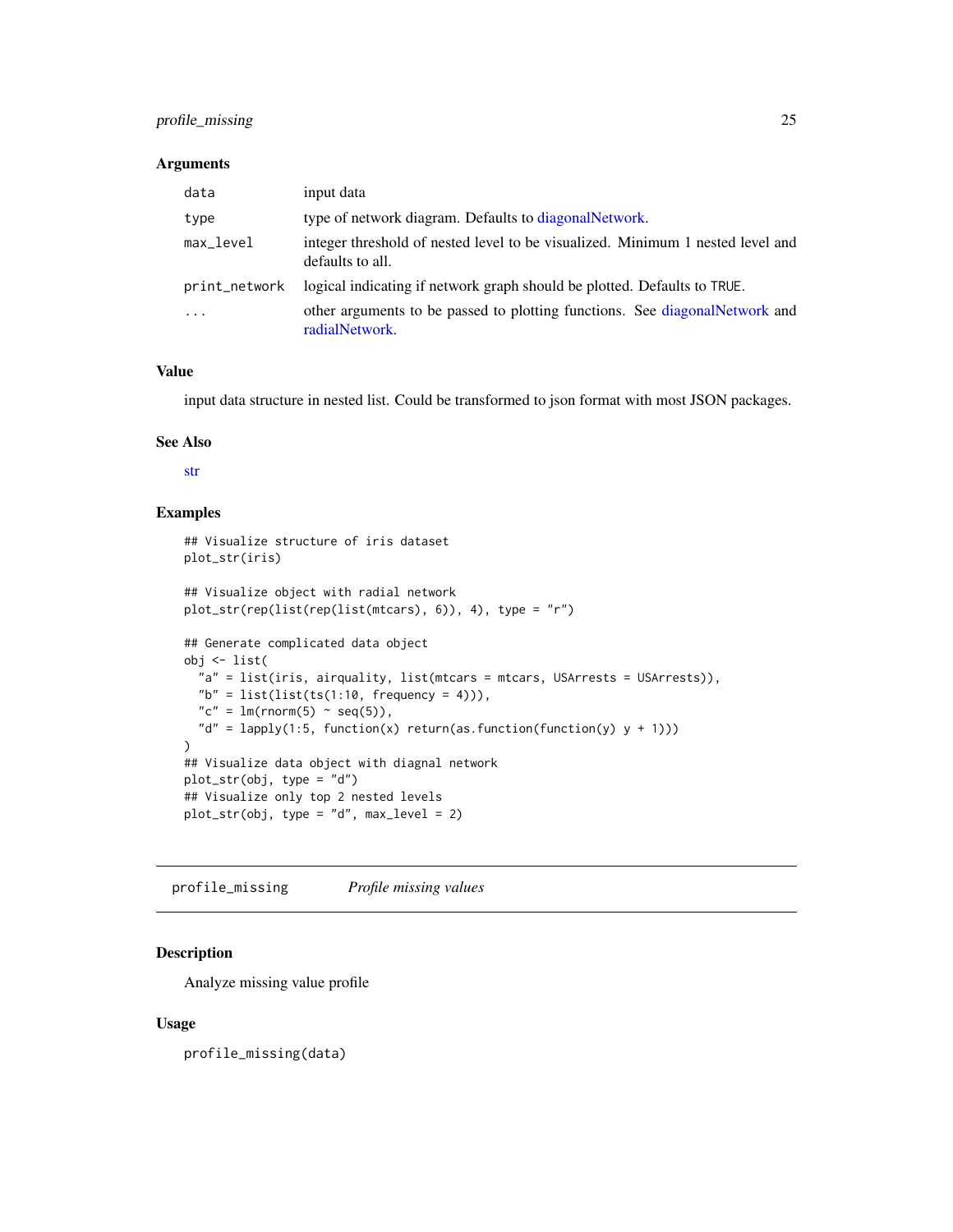### Arguments

| | |
|---|---|
| `data` | input data |
| `type` | type of network diagram. Defaults to diagonalNetwork. |
| `max_level` | integer threshold of nested level to be visualized. Minimum 1 nested level and defaults to all. |
| `print_network` | logical indicating if network graph should be plotted. Defaults to `TRUE`. |
| `...` | other arguments to be passed to plotting functions. See diagonalNetwork and radialNetwork. |

### Value

input data structure in nested list. Could be transformed to json format with most JSON packages.

### See Also

str

### Examples

```
## Visualize structure of iris dataset
plot_str(iris)

## Visualize object with radial network
plot_str(rep(list(rep(list(mtcars), 6)), 4), type = "r")

## Generate complicated data object
obj <- list(
  "a" = list(iris, airquality, list(mtcars = mtcars, USArrests = USArrests)),
  "b" = list(list(ts(1:10, frequency = 4))),
  "c" = lm(rnorm(5) ~ seq(5)),
  "d" = lapply(1:5, function(x) return(as.function(function(y) y + 1)))
)
## Visualize data object with diagnal network
plot_str(obj, type = "d")
## Visualize only top 2 nested levels
plot_str(obj, type = "d", max_level = 2)
```

---

## `profile_missing` *Profile missing values*

### Description

Analyze missing value profile

### Usage

```
profile_missing(data)
```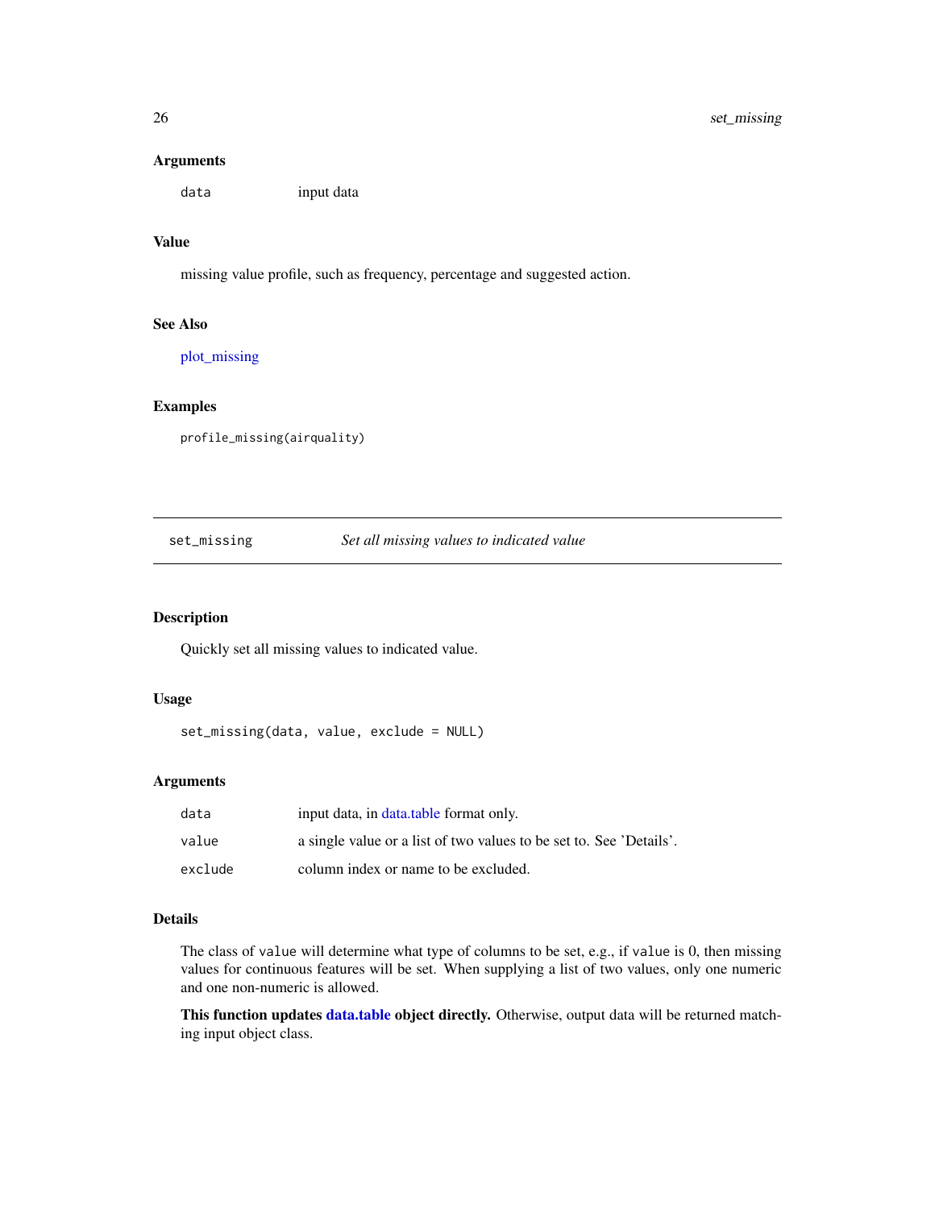### Arguments

| | |
|---|---|
| `data` | input data |

### Value

missing value profile, such as frequency, percentage and suggested action.

### See Also

plot_missing

### Examples

```
profile_missing(airquality)
```

---

## set_missing — *Set all missing values to indicated value*

---

### Description

Quickly set all missing values to indicated value.

### Usage

```
set_missing(data, value, exclude = NULL)
```

### Arguments

| | |
|---|---|
| `data` | input data, in data.table format only. |
| `value` | a single value or a list of two values to be set to. See 'Details'. |
| `exclude` | column index or name to be excluded. |

### Details

The class of `value` will determine what type of columns to be set, e.g., if `value` is 0, then missing values for continuous features will be set. When supplying a list of two values, only one numeric and one non-numeric is allowed.

**This function updates data.table object directly.** Otherwise, output data will be returned matching input object class.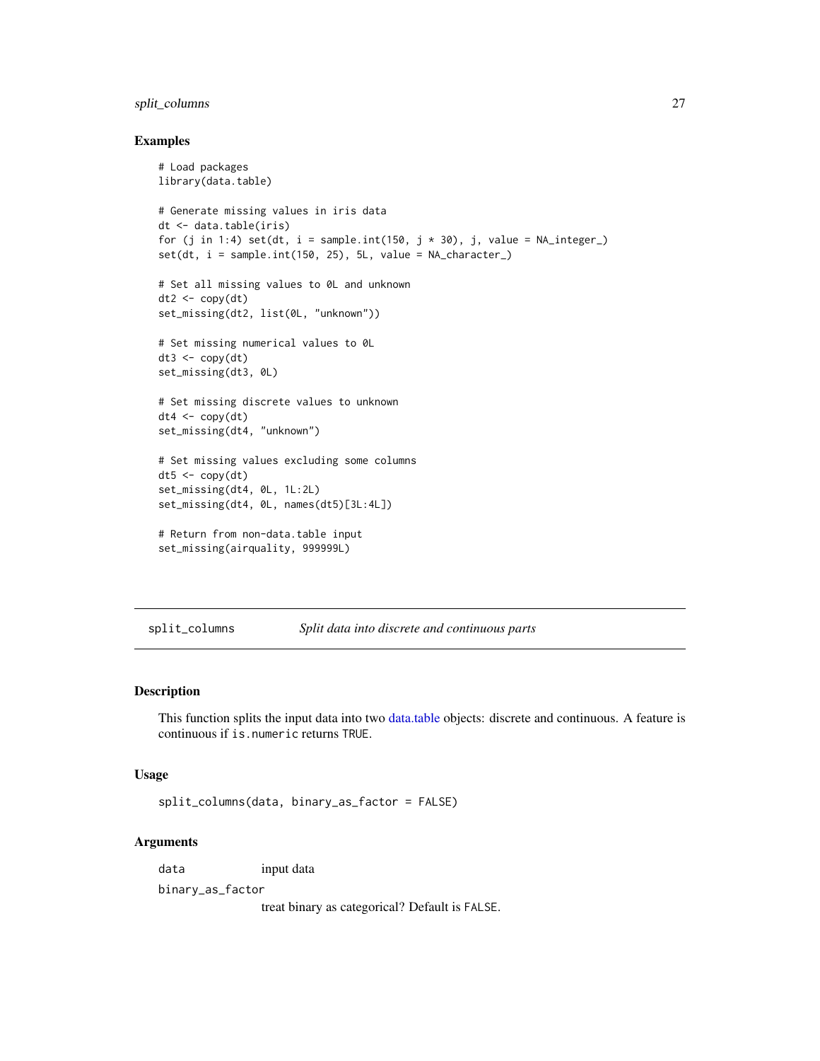## Examples

```
# Load packages
library(data.table)

# Generate missing values in iris data
dt <- data.table(iris)
for (j in 1:4) set(dt, i = sample.int(150, j * 30), j, value = NA_integer_)
set(dt, i = sample.int(150, 25), 5L, value = NA_character_)

# Set all missing values to 0L and unknown
dt2 <- copy(dt)
set_missing(dt2, list(0L, "unknown"))

# Set missing numerical values to 0L
dt3 <- copy(dt)
set_missing(dt3, 0L)

# Set missing discrete values to unknown
dt4 <- copy(dt)
set_missing(dt4, "unknown")

# Set missing values excluding some columns
dt5 <- copy(dt)
set_missing(dt4, 0L, 1L:2L)
set_missing(dt4, 0L, names(dt5)[3L:4L])

# Return from non-data.table input
set_missing(airquality, 999999L)
```

---

# split_columns    *Split data into discrete and continuous parts*

---

## Description

This function splits the input data into two data.table objects: discrete and continuous. A feature is continuous if `is.numeric` returns `TRUE`.

## Usage

```
split_columns(data, binary_as_factor = FALSE)
```

## Arguments

`data` input data

`binary_as_factor` treat binary as categorical? Default is `FALSE`.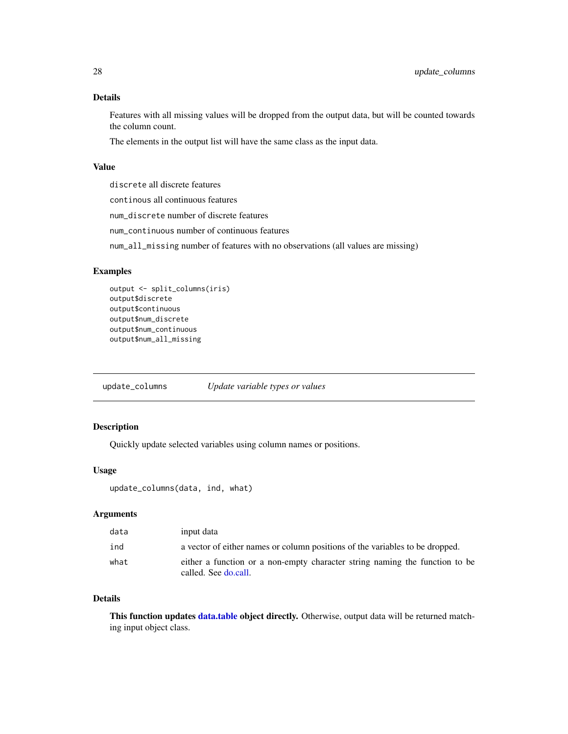### Details

Features with all missing values will be dropped from the output data, but will be counted towards the column count.

The elements in the output list will have the same class as the input data.

### Value

`discrete` all discrete features

`continous` all continuous features

`num_discrete` number of discrete features

`num_continuous` number of continuous features

`num_all_missing` number of features with no observations (all values are missing)

### Examples

```
output <- split_columns(iris)
output$discrete
output$continuous
output$num_discrete
output$num_continuous
output$num_all_missing
```

---

## update_columns &nbsp;&nbsp;&nbsp; *Update variable types or values*

---

### Description

Quickly update selected variables using column names or positions.

### Usage

```
update_columns(data, ind, what)
```

### Arguments

| | |
|---|---|
| `data` | input data |
| `ind` | a vector of either names or column positions of the variables to be dropped. |
| `what` | either a function or a non-empty character string naming the function to be called. See do.call. |

### Details

**This function updates data.table object directly.** Otherwise, output data will be returned matching input object class.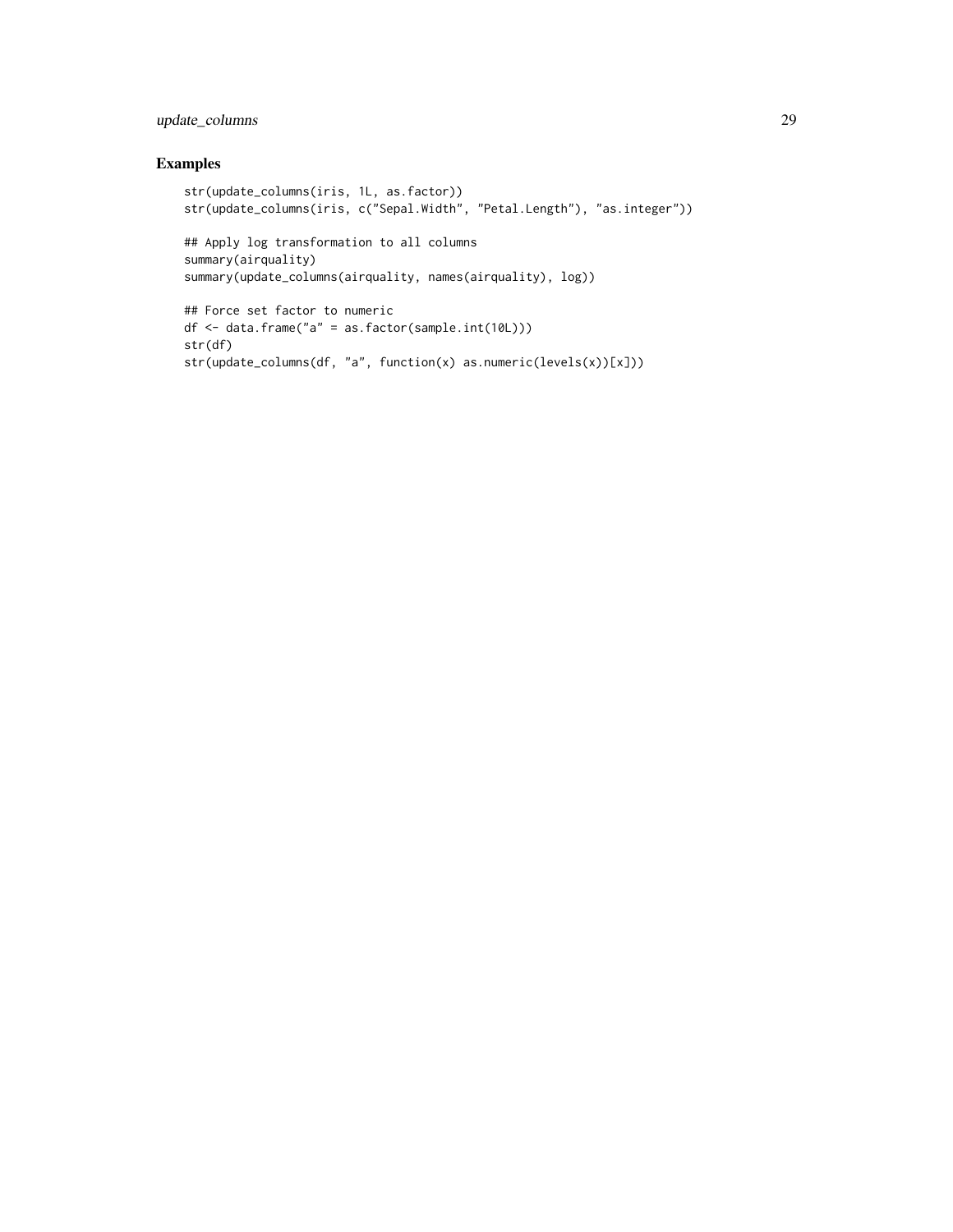## Examples

```
str(update_columns(iris, 1L, as.factor))
str(update_columns(iris, c("Sepal.Width", "Petal.Length"), "as.integer"))

## Apply log transformation to all columns
summary(airquality)
summary(update_columns(airquality, names(airquality), log))

## Force set factor to numeric
df <- data.frame("a" = as.factor(sample.int(10L)))
str(df)
str(update_columns(df, "a", function(x) as.numeric(levels(x))[x]))
```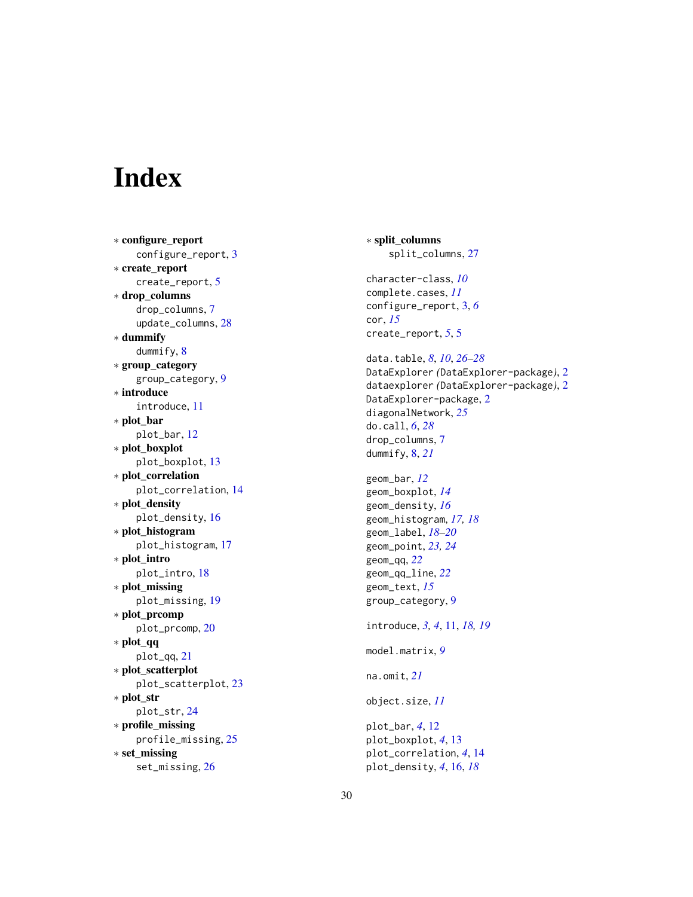# Index

∗ **configure_report**
  configure_report, 3
∗ **create_report**
  create_report, 5
∗ **drop_columns**
  drop_columns, 7
  update_columns, 28
∗ **dummify**
  dummify, 8
∗ **group_category**
  group_category, 9
∗ **introduce**
  introduce, 11
∗ **plot_bar**
  plot_bar, 12
∗ **plot_boxplot**
  plot_boxplot, 13
∗ **plot_correlation**
  plot_correlation, 14
∗ **plot_density**
  plot_density, 16
∗ **plot_histogram**
  plot_histogram, 17
∗ **plot_intro**
  plot_intro, 18
∗ **plot_missing**
  plot_missing, 19
∗ **plot_prcomp**
  plot_prcomp, 20
∗ **plot_qq**
  plot_qq, 21
∗ **plot_scatterplot**
  plot_scatterplot, 23
∗ **plot_str**
  plot_str, 24
∗ **profile_missing**
  profile_missing, 25
∗ **set_missing**
  set_missing, 26
∗ **split_columns**
  split_columns, 27

character-class, *10*
complete.cases, *11*
configure_report, 3, *6*
cor, *15*
create_report, *5*, 5

data.table, *8*, *10*, *26–28*
DataExplorer (DataExplorer-package), 2
dataexplorer (DataExplorer-package), 2
DataExplorer-package, 2
diagonalNetwork, *25*
do.call, *6*, *28*
drop_columns, 7
dummify, 8, *21*

geom_bar, *12*
geom_boxplot, *14*
geom_density, *16*
geom_histogram, *17, 18*
geom_label, *18–20*
geom_point, *23, 24*
geom_qq, *22*
geom_qq_line, *22*
geom_text, *15*
group_category, 9

introduce, *3, 4*, 11, *18, 19*

model.matrix, *9*

na.omit, *21*

object.size, *11*

plot_bar, *4*, 12
plot_boxplot, *4*, 13
plot_correlation, *4*, 14
plot_density, *4*, 16, *18*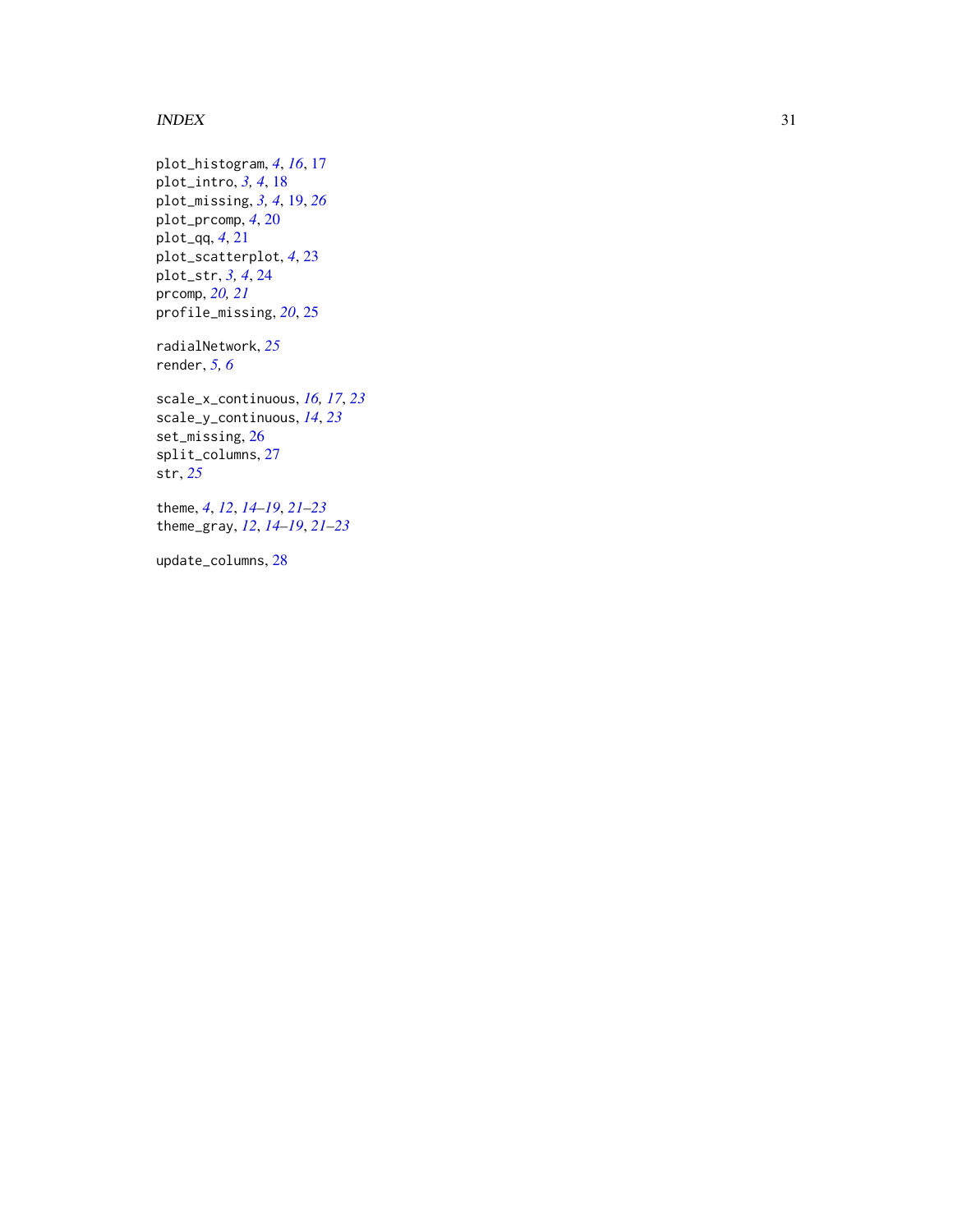plot_histogram, *4*, *16*, 17
plot_intro, *3, 4*, 18
plot_missing, *3, 4*, 19, *26*
plot_prcomp, *4*, 20
plot_qq, *4*, 21
plot_scatterplot, *4*, 23
plot_str, *3, 4*, 24
prcomp, *20, 21*
profile_missing, *20*, 25

radialNetwork, *25*
render, *5, 6*

scale_x_continuous, *16, 17*, *23*
scale_y_continuous, *14*, *23*
set_missing, 26
split_columns, 27
str, *25*

theme, *4*, *12*, *14–19*, *21–23*
theme_gray, *12*, *14–19*, *21–23*

update_columns, 28